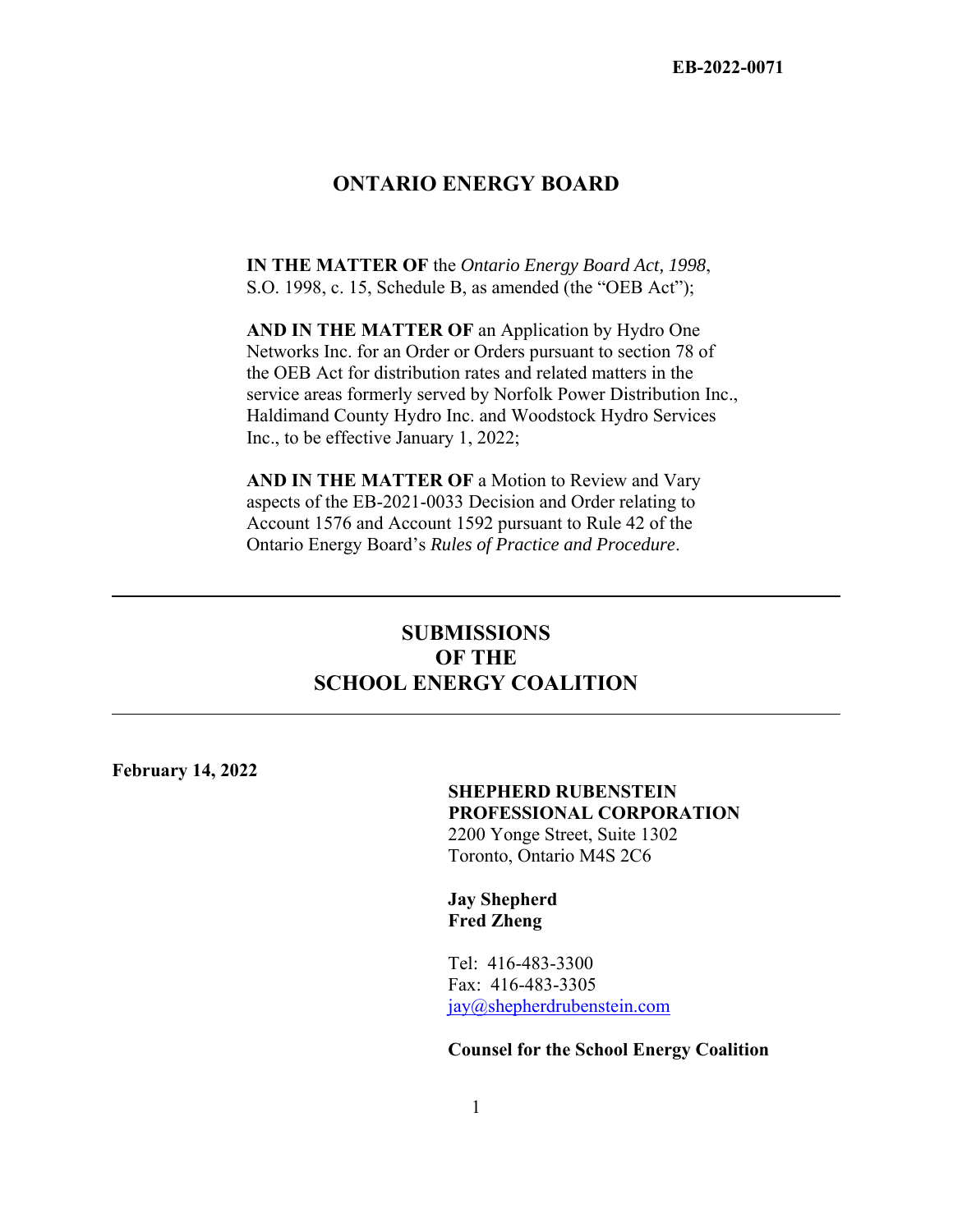**EB-2022-0071**

# ONTARIO ENERGY BOARD

**IN THE MATTER OF** the *Ontario Energy Board Act, 1998*, S.O. 1998, c. 15, Schedule B, as amended (the "OEB Act");

**AND IN THE MATTER OF** an Application by Hydro One Networks Inc. for an Order or Orders pursuant to section 78 of the OEB Act for distribution rates and related matters in the service areas formerly served by Norfolk Power Distribution Inc., Haldimand County Hydro Inc. and Woodstock Hydro Services Inc., to be effective January 1, 2022;

**AND IN THE MATTER OF** a Motion to Review and Vary aspects of the EB-2021-0033 Decision and Order relating to Account 1576 and Account 1592 pursuant to Rule 42 of the Ontario Energy Board's *Rules of Practice and Procedure*.

---

## SUBMISSIONS OF THE SCHOOL ENERGY COALITION

---

**February 14, 2022**

**SHEPHERD RUBENSTEIN PROFESSIONAL CORPORATION**
2200 Yonge Street, Suite 1302
Toronto, Ontario M4S 2C6

**Jay Shepherd**
**Fred Zheng**

Tel: 416-483-3300
Fax: 416-483-3305
jay@shepherdrubenstein.com

**Counsel for the School Energy Coalition**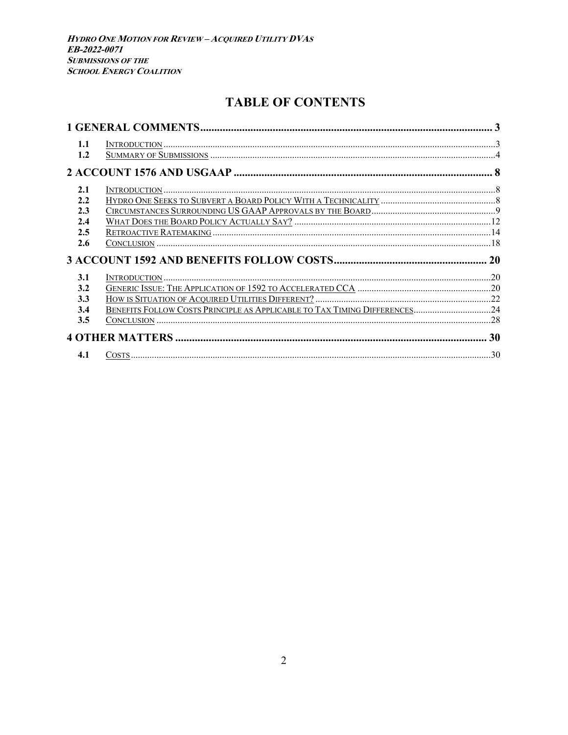# TABLE OF CONTENTS

**1 GENERAL COMMENTS** ..... 3

- 1.1 INTRODUCTION ..... 3
- 1.2 SUMMARY OF SUBMISSIONS ..... 4

**2 ACCOUNT 1576 AND USGAAP** ..... 8

- 2.1 INTRODUCTION ..... 8
- 2.2 HYDRO ONE SEEKS TO SUBVERT A BOARD POLICY WITH A TECHNICALITY ..... 8
- 2.3 CIRCUMSTANCES SURROUNDING US GAAP APPROVALS BY THE BOARD ..... 9
- 2.4 WHAT DOES THE BOARD POLICY ACTUALLY SAY? ..... 12
- 2.5 RETROACTIVE RATEMAKING ..... 14
- 2.6 CONCLUSION ..... 18

**3 ACCOUNT 1592 AND BENEFITS FOLLOW COSTS** ..... 20

- 3.1 INTRODUCTION ..... 20
- 3.2 GENERIC ISSUE: THE APPLICATION OF 1592 TO ACCELERATED CCA ..... 20
- 3.3 HOW IS SITUATION OF ACQUIRED UTILITIES DIFFERENT? ..... 22
- 3.4 BENEFITS FOLLOW COSTS PRINCIPLE AS APPLICABLE TO TAX TIMING DIFFERENCES ..... 24
- 3.5 CONCLUSION ..... 28

**4 OTHER MATTERS** ..... 30

- 4.1 COSTS ..... 30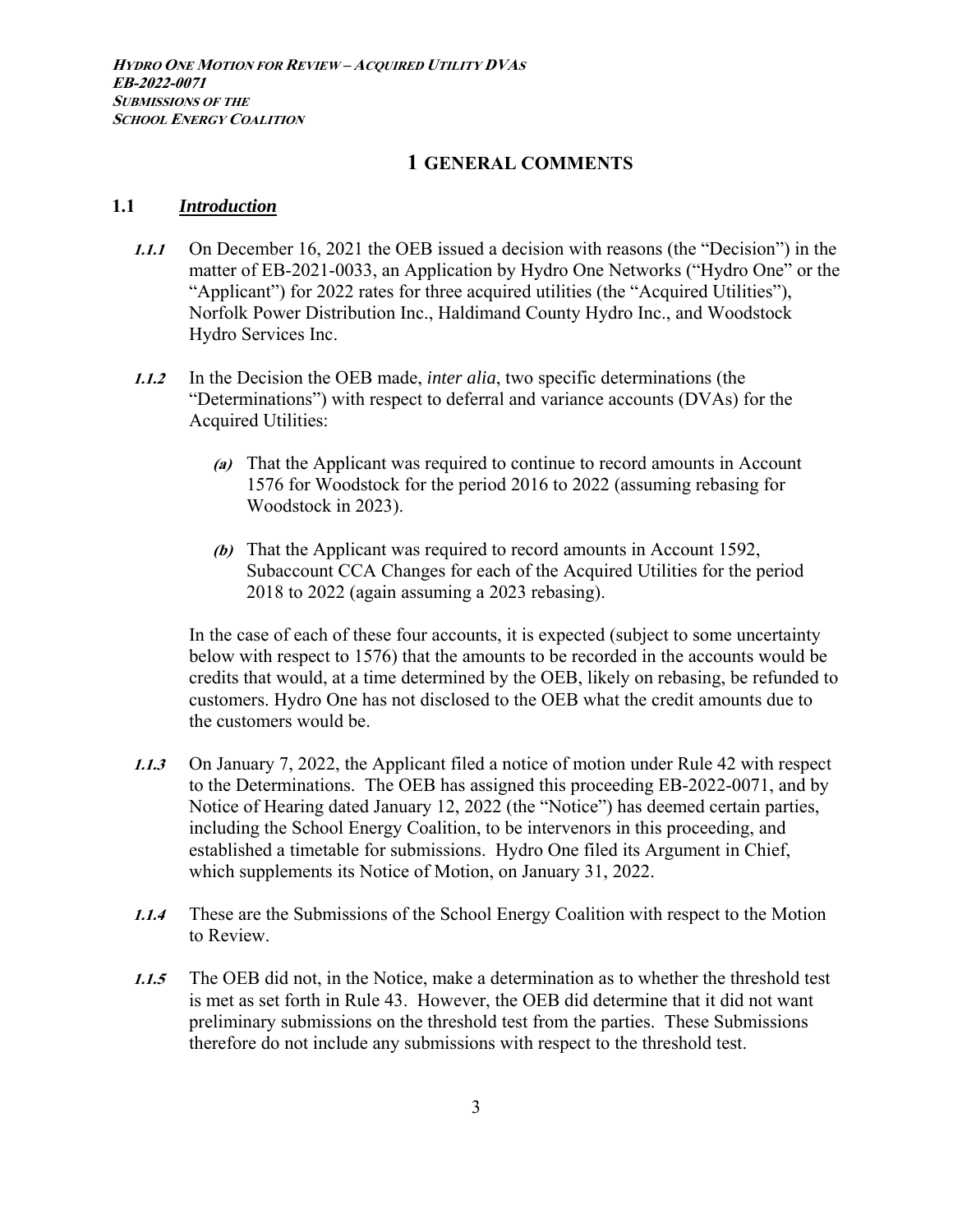# 1 GENERAL COMMENTS

## 1.1 *Introduction*

***1.1.1*** On December 16, 2021 the OEB issued a decision with reasons (the "Decision") in the matter of EB-2021-0033, an Application by Hydro One Networks ("Hydro One" or the "Applicant") for 2022 rates for three acquired utilities (the "Acquired Utilities"), Norfolk Power Distribution Inc., Haldimand County Hydro Inc., and Woodstock Hydro Services Inc.

***1.1.2*** In the Decision the OEB made, *inter alia*, two specific determinations (the "Determinations") with respect to deferral and variance accounts (DVAs) for the Acquired Utilities:

***(a)*** That the Applicant was required to continue to record amounts in Account 1576 for Woodstock for the period 2016 to 2022 (assuming rebasing for Woodstock in 2023).

***(b)*** That the Applicant was required to record amounts in Account 1592, Subaccount CCA Changes for each of the Acquired Utilities for the period 2018 to 2022 (again assuming a 2023 rebasing).

In the case of each of these four accounts, it is expected (subject to some uncertainty below with respect to 1576) that the amounts to be recorded in the accounts would be credits that would, at a time determined by the OEB, likely on rebasing, be refunded to customers. Hydro One has not disclosed to the OEB what the credit amounts due to the customers would be.

***1.1.3*** On January 7, 2022, the Applicant filed a notice of motion under Rule 42 with respect to the Determinations. The OEB has assigned this proceeding EB-2022-0071, and by Notice of Hearing dated January 12, 2022 (the "Notice") has deemed certain parties, including the School Energy Coalition, to be intervenors in this proceeding, and established a timetable for submissions. Hydro One filed its Argument in Chief, which supplements its Notice of Motion, on January 31, 2022.

***1.1.4*** These are the Submissions of the School Energy Coalition with respect to the Motion to Review.

***1.1.5*** The OEB did not, in the Notice, make a determination as to whether the threshold test is met as set forth in Rule 43. However, the OEB did determine that it did not want preliminary submissions on the threshold test from the parties. These Submissions therefore do not include any submissions with respect to the threshold test.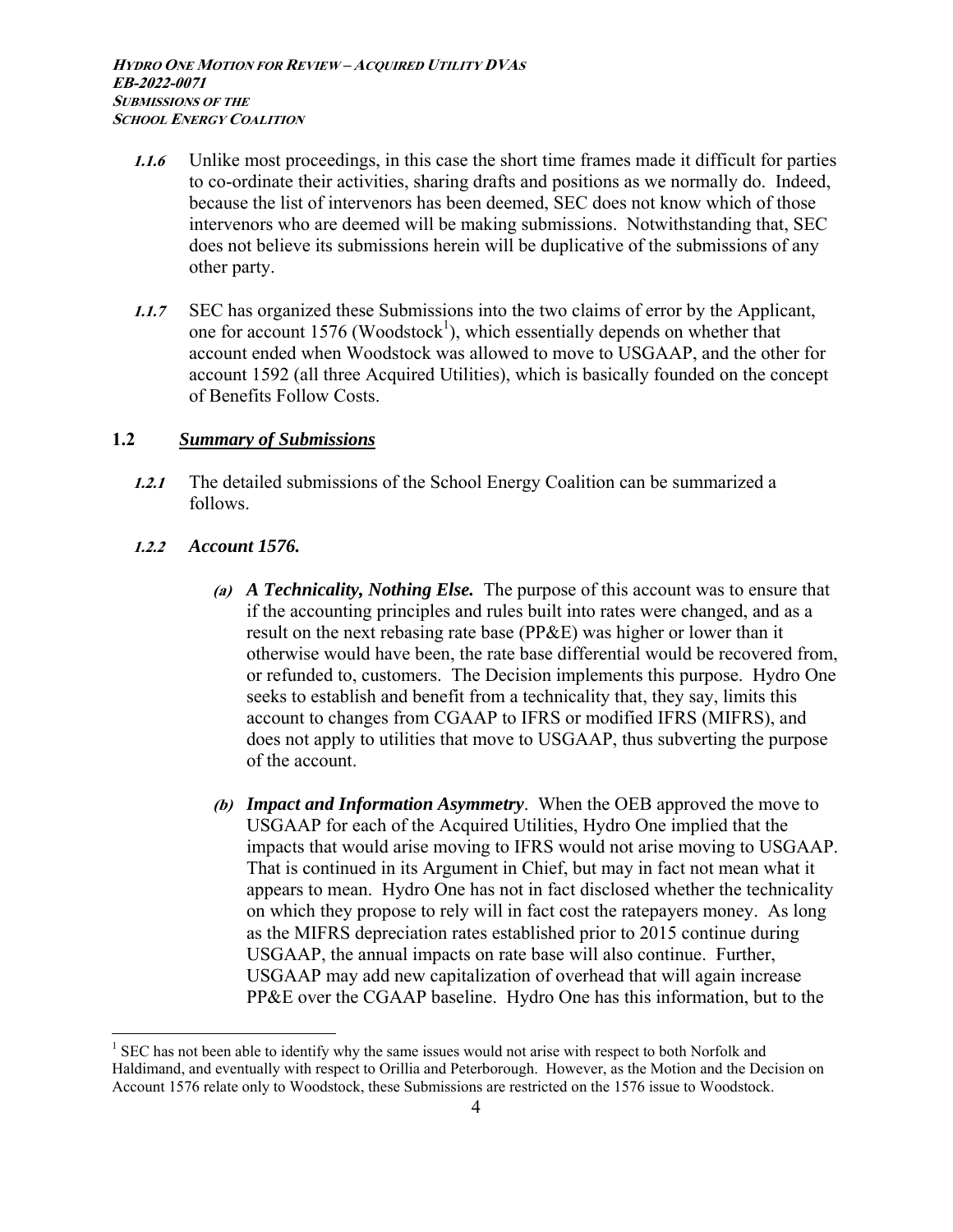***1.1.6*** Unlike most proceedings, in this case the short time frames made it difficult for parties to co-ordinate their activities, sharing drafts and positions as we normally do. Indeed, because the list of intervenors has been deemed, SEC does not know which of those intervenors who are deemed will be making submissions. Notwithstanding that, SEC does not believe its submissions herein will be duplicative of the submissions of any other party.

***1.1.7*** SEC has organized these Submissions into the two claims of error by the Applicant, one for account 1576 (Woodstock[1]), which essentially depends on whether that account ended when Woodstock was allowed to move to USGAAP, and the other for account 1592 (all three Acquired Utilities), which is basically founded on the concept of Benefits Follow Costs.

## 1.2 *Summary of Submissions*

***1.2.1*** The detailed submissions of the School Energy Coalition can be summarized a follows.

### ***1.2.2*** *Account 1576.*

***(a)*** ***A Technicality, Nothing Else.*** The purpose of this account was to ensure that if the accounting principles and rules built into rates were changed, and as a result on the next rebasing rate base (PP&E) was higher or lower than it otherwise would have been, the rate base differential would be recovered from, or refunded to, customers. The Decision implements this purpose. Hydro One seeks to establish and benefit from a technicality that, they say, limits this account to changes from CGAAP to IFRS or modified IFRS (MIFRS), and does not apply to utilities that move to USGAAP, thus subverting the purpose of the account.

***(b)*** ***Impact and Information Asymmetry***. When the OEB approved the move to USGAAP for each of the Acquired Utilities, Hydro One implied that the impacts that would arise moving to IFRS would not arise moving to USGAAP. That is continued in its Argument in Chief, but may in fact not mean what it appears to mean. Hydro One has not in fact disclosed whether the technicality on which they propose to rely will in fact cost the ratepayers money. As long as the MIFRS depreciation rates established prior to 2015 continue during USGAAP, the annual impacts on rate base will also continue. Further, USGAAP may add new capitalization of overhead that will again increase PP&E over the CGAAP baseline. Hydro One has this information, but to the

[1] SEC has not been able to identify why the same issues would not arise with respect to both Norfolk and Haldimand, and eventually with respect to Orillia and Peterborough. However, as the Motion and the Decision on Account 1576 relate only to Woodstock, these Submissions are restricted on the 1576 issue to Woodstock.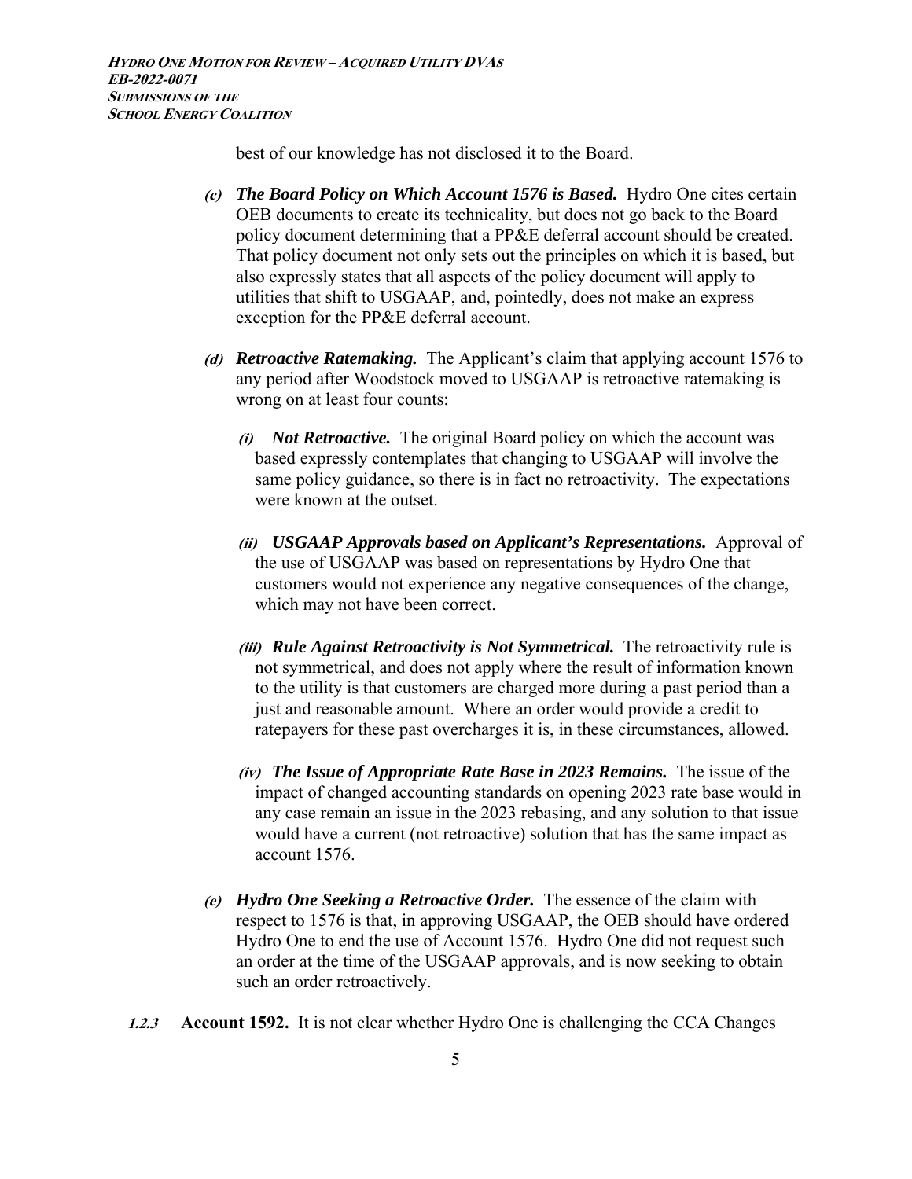best of our knowledge has not disclosed it to the Board.

*(c)* ***The Board Policy on Which Account 1576 is Based.*** Hydro One cites certain OEB documents to create its technicality, but does not go back to the Board policy document determining that a PP&E deferral account should be created. That policy document not only sets out the principles on which it is based, but also expressly states that all aspects of the policy document will apply to utilities that shift to USGAAP, and, pointedly, does not make an express exception for the PP&E deferral account.

*(d)* ***Retroactive Ratemaking.*** The Applicant's claim that applying account 1576 to any period after Woodstock moved to USGAAP is retroactive ratemaking is wrong on at least four counts:

*(i)* ***Not Retroactive.*** The original Board policy on which the account was based expressly contemplates that changing to USGAAP will involve the same policy guidance, so there is in fact no retroactivity. The expectations were known at the outset.

*(ii)* ***USGAAP Approvals based on Applicant's Representations.*** Approval of the use of USGAAP was based on representations by Hydro One that customers would not experience any negative consequences of the change, which may not have been correct.

*(iii)* ***Rule Against Retroactivity is Not Symmetrical.*** The retroactivity rule is not symmetrical, and does not apply where the result of information known to the utility is that customers are charged more during a past period than a just and reasonable amount. Where an order would provide a credit to ratepayers for these past overcharges it is, in these circumstances, allowed.

*(iv)* ***The Issue of Appropriate Rate Base in 2023 Remains.*** The issue of the impact of changed accounting standards on opening 2023 rate base would in any case remain an issue in the 2023 rebasing, and any solution to that issue would have a current (not retroactive) solution that has the same impact as account 1576.

*(e)* ***Hydro One Seeking a Retroactive Order.*** The essence of the claim with respect to 1576 is that, in approving USGAAP, the OEB should have ordered Hydro One to end the use of Account 1576. Hydro One did not request such an order at the time of the USGAAP approvals, and is now seeking to obtain such an order retroactively.

***1.2.3*** **Account 1592.** It is not clear whether Hydro One is challenging the CCA Changes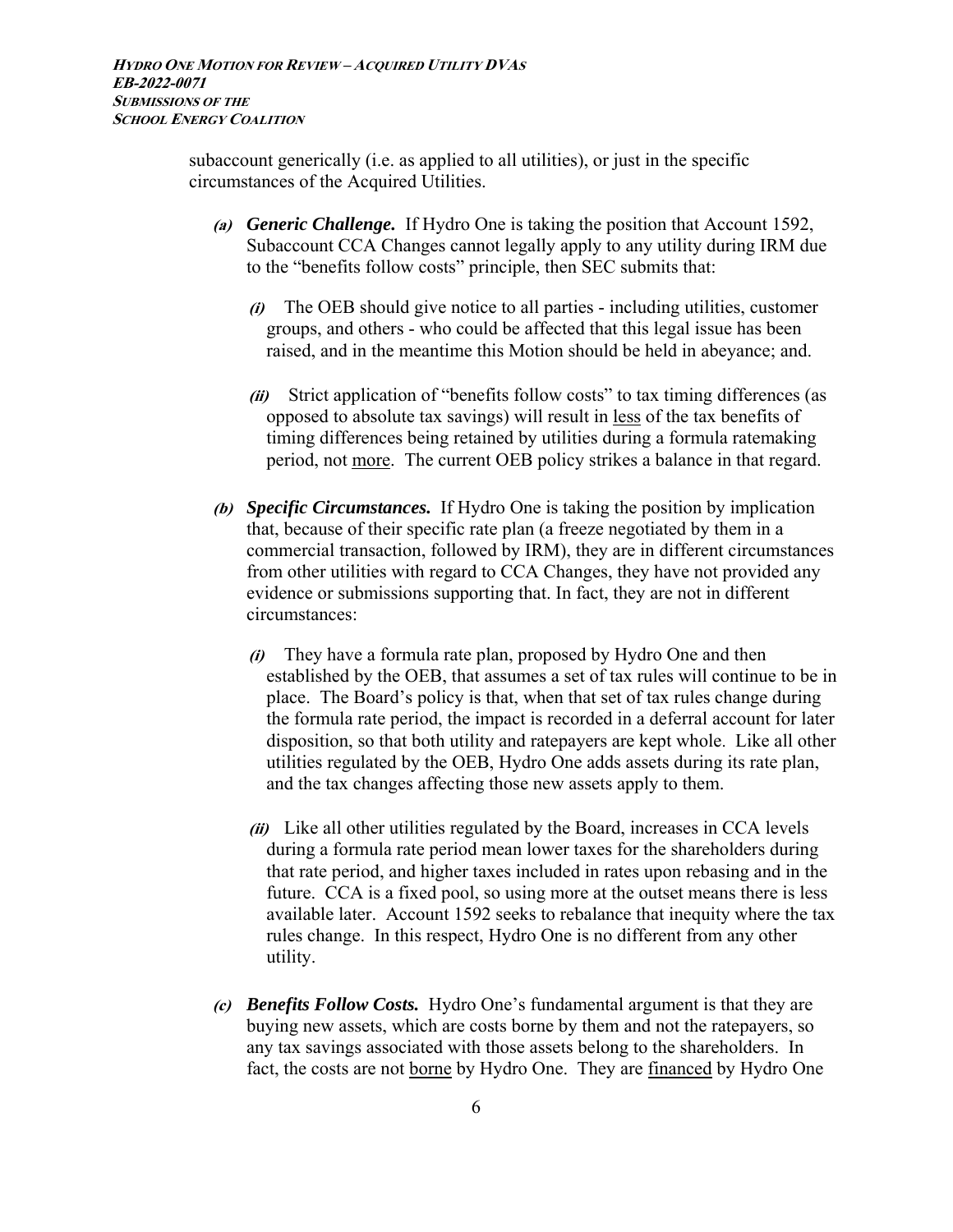subaccount generically (i.e. as applied to all utilities), or just in the specific circumstances of the Acquired Utilities.

*(a)* ***Generic Challenge.*** If Hydro One is taking the position that Account 1592, Subaccount CCA Changes cannot legally apply to any utility during IRM due to the "benefits follow costs" principle, then SEC submits that:

*(i)* The OEB should give notice to all parties - including utilities, customer groups, and others - who could be affected that this legal issue has been raised, and in the meantime this Motion should be held in abeyance; and.

*(ii)* Strict application of "benefits follow costs" to tax timing differences (as opposed to absolute tax savings) will result in <u>less</u> of the tax benefits of timing differences being retained by utilities during a formula ratemaking period, not <u>more</u>. The current OEB policy strikes a balance in that regard.

*(b)* ***Specific Circumstances.*** If Hydro One is taking the position by implication that, because of their specific rate plan (a freeze negotiated by them in a commercial transaction, followed by IRM), they are in different circumstances from other utilities with regard to CCA Changes, they have not provided any evidence or submissions supporting that. In fact, they are not in different circumstances:

*(i)* They have a formula rate plan, proposed by Hydro One and then established by the OEB, that assumes a set of tax rules will continue to be in place. The Board's policy is that, when that set of tax rules change during the formula rate period, the impact is recorded in a deferral account for later disposition, so that both utility and ratepayers are kept whole. Like all other utilities regulated by the OEB, Hydro One adds assets during its rate plan, and the tax changes affecting those new assets apply to them.

*(ii)* Like all other utilities regulated by the Board, increases in CCA levels during a formula rate period mean lower taxes for the shareholders during that rate period, and higher taxes included in rates upon rebasing and in the future. CCA is a fixed pool, so using more at the outset means there is less available later. Account 1592 seeks to rebalance that inequity where the tax rules change. In this respect, Hydro One is no different from any other utility.

*(c)* ***Benefits Follow Costs.*** Hydro One's fundamental argument is that they are buying new assets, which are costs borne by them and not the ratepayers, so any tax savings associated with those assets belong to the shareholders. In fact, the costs are not <u>borne</u> by Hydro One. They are <u>financed</u> by Hydro One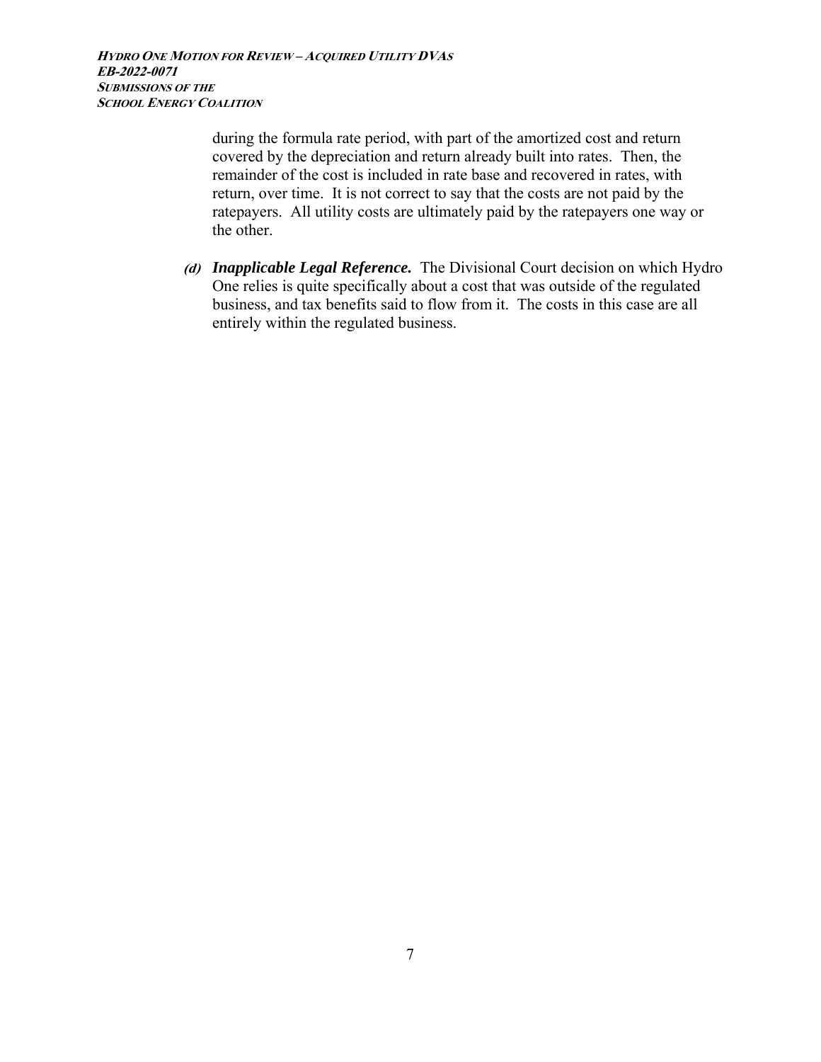during the formula rate period, with part of the amortized cost and return covered by the depreciation and return already built into rates. Then, the remainder of the cost is included in rate base and recovered in rates, with return, over time. It is not correct to say that the costs are not paid by the ratepayers. All utility costs are ultimately paid by the ratepayers one way or the other.

*(d)* ***Inapplicable Legal Reference.*** The Divisional Court decision on which Hydro One relies is quite specifically about a cost that was outside of the regulated business, and tax benefits said to flow from it. The costs in this case are all entirely within the regulated business.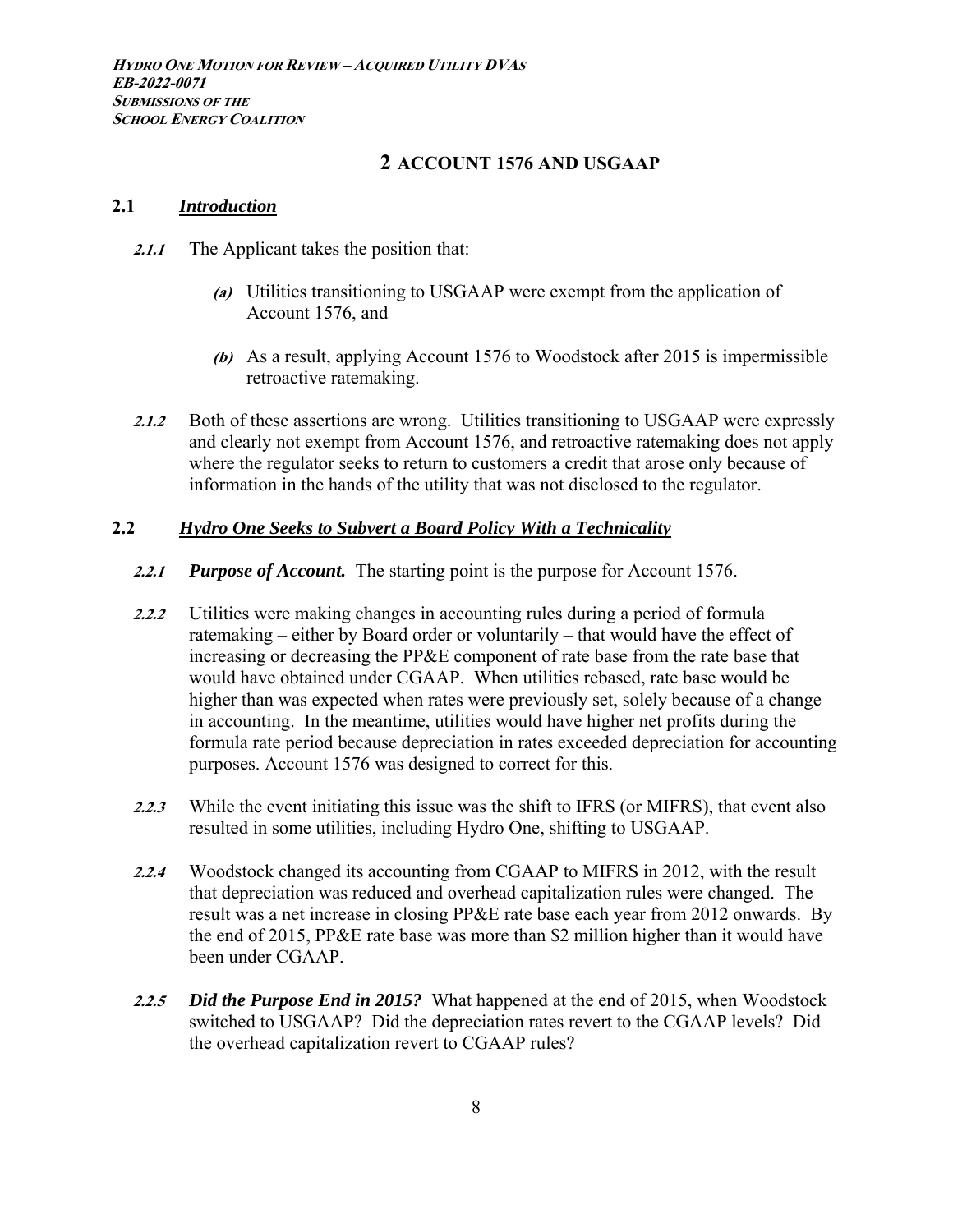## 2 ACCOUNT 1576 AND USGAAP

### 2.1 *Introduction*

***2.1.1*** The Applicant takes the position that:

***(a)*** Utilities transitioning to USGAAP were exempt from the application of Account 1576, and

***(b)*** As a result, applying Account 1576 to Woodstock after 2015 is impermissible retroactive ratemaking.

***2.1.2*** Both of these assertions are wrong. Utilities transitioning to USGAAP were expressly and clearly not exempt from Account 1576, and retroactive ratemaking does not apply where the regulator seeks to return to customers a credit that arose only because of information in the hands of the utility that was not disclosed to the regulator.

### 2.2 *Hydro One Seeks to Subvert a Board Policy With a Technicality*

***2.2.1*** ***Purpose of Account.*** The starting point is the purpose for Account 1576.

***2.2.2*** Utilities were making changes in accounting rules during a period of formula ratemaking – either by Board order or voluntarily – that would have the effect of increasing or decreasing the PP&E component of rate base from the rate base that would have obtained under CGAAP. When utilities rebased, rate base would be higher than was expected when rates were previously set, solely because of a change in accounting. In the meantime, utilities would have higher net profits during the formula rate period because depreciation in rates exceeded depreciation for accounting purposes. Account 1576 was designed to correct for this.

***2.2.3*** While the event initiating this issue was the shift to IFRS (or MIFRS), that event also resulted in some utilities, including Hydro One, shifting to USGAAP.

***2.2.4*** Woodstock changed its accounting from CGAAP to MIFRS in 2012, with the result that depreciation was reduced and overhead capitalization rules were changed. The result was a net increase in closing PP&E rate base each year from 2012 onwards. By the end of 2015, PP&E rate base was more than $2 million higher than it would have been under CGAAP.

***2.2.5*** ***Did the Purpose End in 2015?*** What happened at the end of 2015, when Woodstock switched to USGAAP? Did the depreciation rates revert to the CGAAP levels? Did the overhead capitalization revert to CGAAP rules?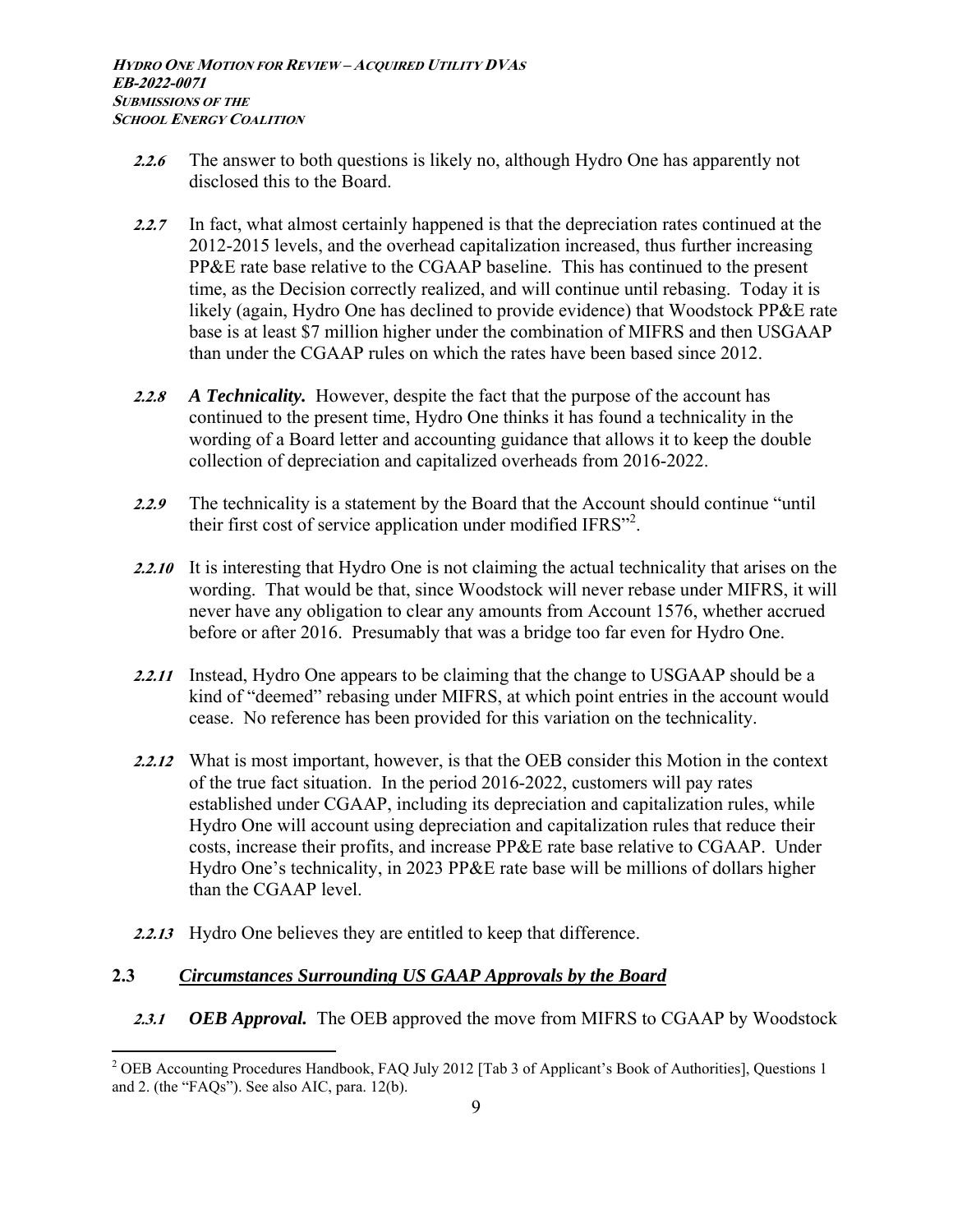***2.2.6*** The answer to both questions is likely no, although Hydro One has apparently not disclosed this to the Board.

***2.2.7*** In fact, what almost certainly happened is that the depreciation rates continued at the 2012-2015 levels, and the overhead capitalization increased, thus further increasing PP&E rate base relative to the CGAAP baseline. This has continued to the present time, as the Decision correctly realized, and will continue until rebasing. Today it is likely (again, Hydro One has declined to provide evidence) that Woodstock PP&E rate base is at least $7 million higher under the combination of MIFRS and then USGAAP than under the CGAAP rules on which the rates have been based since 2012.

***2.2.8*** ***A Technicality.*** However, despite the fact that the purpose of the account has continued to the present time, Hydro One thinks it has found a technicality in the wording of a Board letter and accounting guidance that allows it to keep the double collection of depreciation and capitalized overheads from 2016-2022.

***2.2.9*** The technicality is a statement by the Board that the Account should continue "until their first cost of service application under modified IFRS"[2].

***2.2.10*** It is interesting that Hydro One is not claiming the actual technicality that arises on the wording. That would be that, since Woodstock will never rebase under MIFRS, it will never have any obligation to clear any amounts from Account 1576, whether accrued before or after 2016. Presumably that was a bridge too far even for Hydro One.

***2.2.11*** Instead, Hydro One appears to be claiming that the change to USGAAP should be a kind of "deemed" rebasing under MIFRS, at which point entries in the account would cease. No reference has been provided for this variation on the technicality.

***2.2.12*** What is most important, however, is that the OEB consider this Motion in the context of the true fact situation. In the period 2016-2022, customers will pay rates established under CGAAP, including its depreciation and capitalization rules, while Hydro One will account using depreciation and capitalization rules that reduce their costs, increase their profits, and increase PP&E rate base relative to CGAAP. Under Hydro One's technicality, in 2023 PP&E rate base will be millions of dollars higher than the CGAAP level.

***2.2.13*** Hydro One believes they are entitled to keep that difference.

## 2.3 *Circumstances Surrounding US GAAP Approvals by the Board*

***2.3.1*** ***OEB Approval.*** The OEB approved the move from MIFRS to CGAAP by Woodstock

---

[2] OEB Accounting Procedures Handbook, FAQ July 2012 [Tab 3 of Applicant's Book of Authorities], Questions 1 and 2. (the "FAQs"). See also AIC, para. 12(b).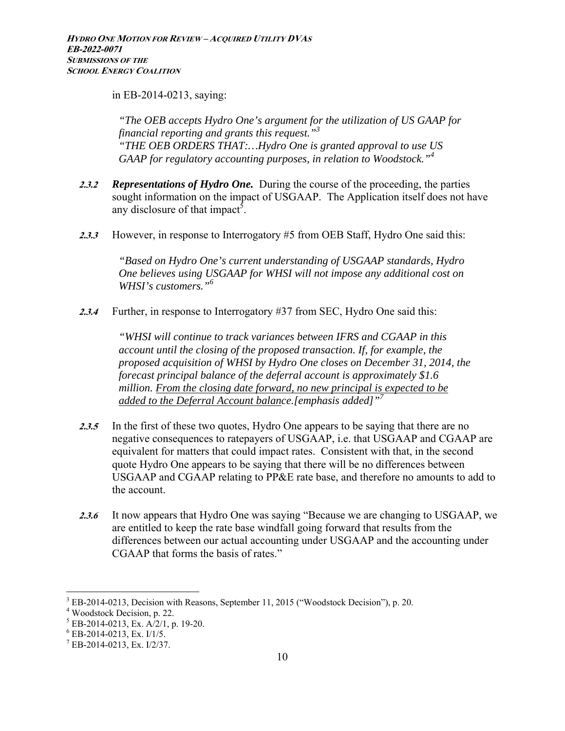in EB-2014-0213, saying:

> *"The OEB accepts Hydro One's argument for the utilization of US GAAP for financial reporting and grants this request."*[3]
> *"THE OEB ORDERS THAT:…Hydro One is granted approval to use US GAAP for regulatory accounting purposes, in relation to Woodstock."*[4]

***2.3.2*** ***Representations of Hydro One.*** During the course of the proceeding, the parties sought information on the impact of USGAAP. The Application itself does not have any disclosure of that impact[5].

***2.3.3*** However, in response to Interrogatory #5 from OEB Staff, Hydro One said this:

> *"Based on Hydro One's current understanding of USGAAP standards, Hydro One believes using USGAAP for WHSI will not impose any additional cost on WHSI's customers."*[6]

***2.3.4*** Further, in response to Interrogatory #37 from SEC, Hydro One said this:

> *"WHSI will continue to track variances between IFRS and CGAAP in this account until the closing of the proposed transaction. If, for example, the proposed acquisition of WHSI by Hydro One closes on December 31, 2014, the forecast principal balance of the deferral account is approximately $1.6 million. <u>From the closing date forward, no new principal is expected to be added to the Deferral Account balan</u>ce.[emphasis added]"*[7]

***2.3.5*** In the first of these two quotes, Hydro One appears to be saying that there are no negative consequences to ratepayers of USGAAP, i.e. that USGAAP and CGAAP are equivalent for matters that could impact rates. Consistent with that, in the second quote Hydro One appears to be saying that there will be no differences between USGAAP and CGAAP relating to PP&E rate base, and therefore no amounts to add to the account.

***2.3.6*** It now appears that Hydro One was saying "Because we are changing to USGAAP, we are entitled to keep the rate base windfall going forward that results from the differences between our actual accounting under USGAAP and the accounting under CGAAP that forms the basis of rates."

---

[3] EB-2014-0213, Decision with Reasons, September 11, 2015 ("Woodstock Decision"), p. 20.
[4] Woodstock Decision, p. 22.
[5] EB-2014-0213, Ex. A/2/1, p. 19-20.
[6] EB-2014-0213, Ex. I/1/5.
[7] EB-2014-0213, Ex. I/2/37.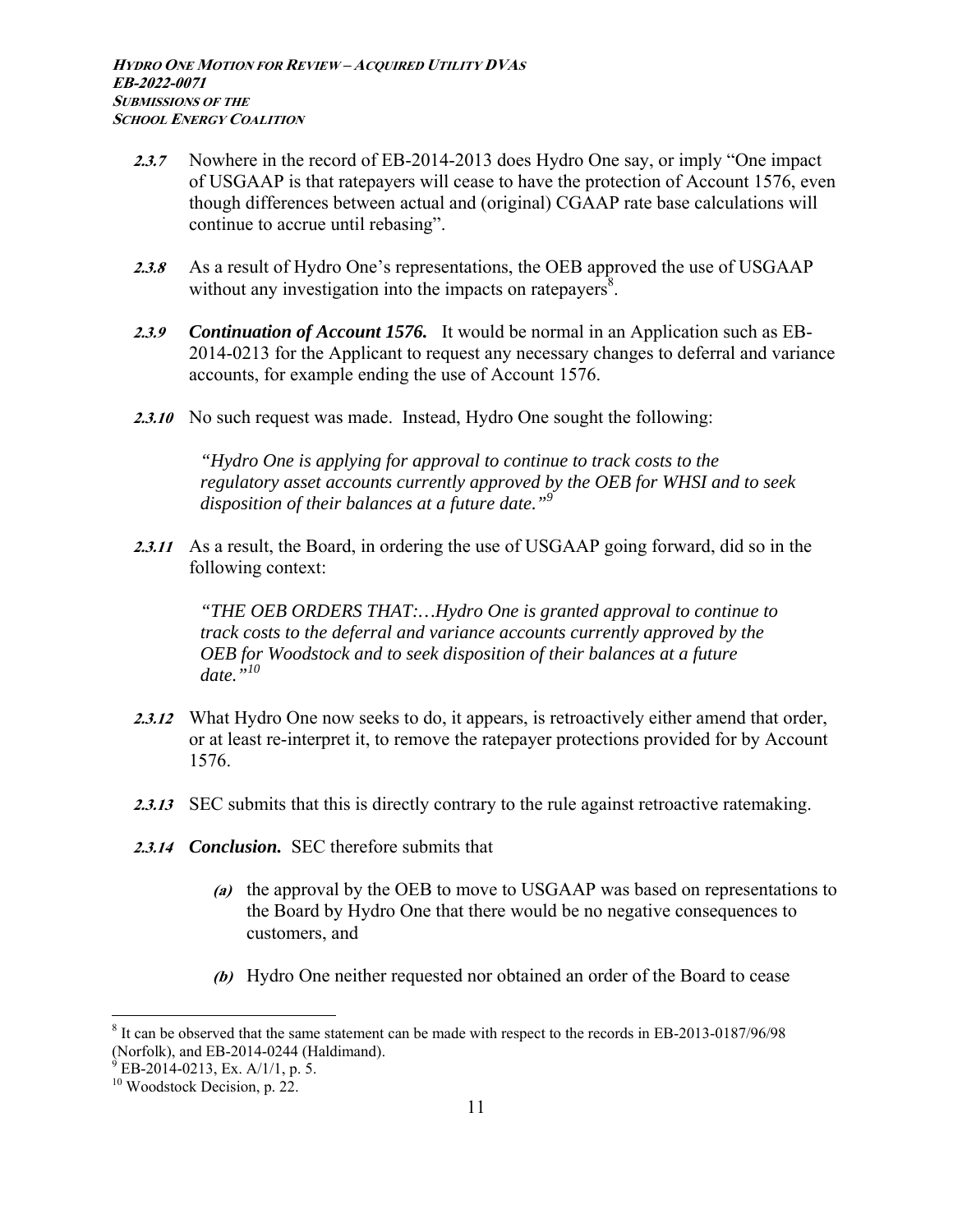**2.3.7** Nowhere in the record of EB-2014-2013 does Hydro One say, or imply "One impact of USGAAP is that ratepayers will cease to have the protection of Account 1576, even though differences between actual and (original) CGAAP rate base calculations will continue to accrue until rebasing".

**2.3.8** As a result of Hydro One's representations, the OEB approved the use of USGAAP without any investigation into the impacts on ratepayers[8].

**2.3.9** ***Continuation of Account 1576.*** It would be normal in an Application such as EB-2014-0213 for the Applicant to request any necessary changes to deferral and variance accounts, for example ending the use of Account 1576.

**2.3.10** No such request was made. Instead, Hydro One sought the following:

> *"Hydro One is applying for approval to continue to track costs to the regulatory asset accounts currently approved by the OEB for WHSI and to seek disposition of their balances at a future date."*[9]

**2.3.11** As a result, the Board, in ordering the use of USGAAP going forward, did so in the following context:

> *"THE OEB ORDERS THAT:…Hydro One is granted approval to continue to track costs to the deferral and variance accounts currently approved by the OEB for Woodstock and to seek disposition of their balances at a future date."*[10]

**2.3.12** What Hydro One now seeks to do, it appears, is retroactively either amend that order, or at least re-interpret it, to remove the ratepayer protections provided for by Account 1576.

**2.3.13** SEC submits that this is directly contrary to the rule against retroactive ratemaking.

**2.3.14** ***Conclusion.*** SEC therefore submits that

- ***(a)*** the approval by the OEB to move to USGAAP was based on representations to the Board by Hydro One that there would be no negative consequences to customers, and
- ***(b)*** Hydro One neither requested nor obtained an order of the Board to cease

---

[8] It can be observed that the same statement can be made with respect to the records in EB-2013-0187/96/98 (Norfolk), and EB-2014-0244 (Haldimand).

[9] EB-2014-0213, Ex. A/1/1, p. 5.

[10] Woodstock Decision, p. 22.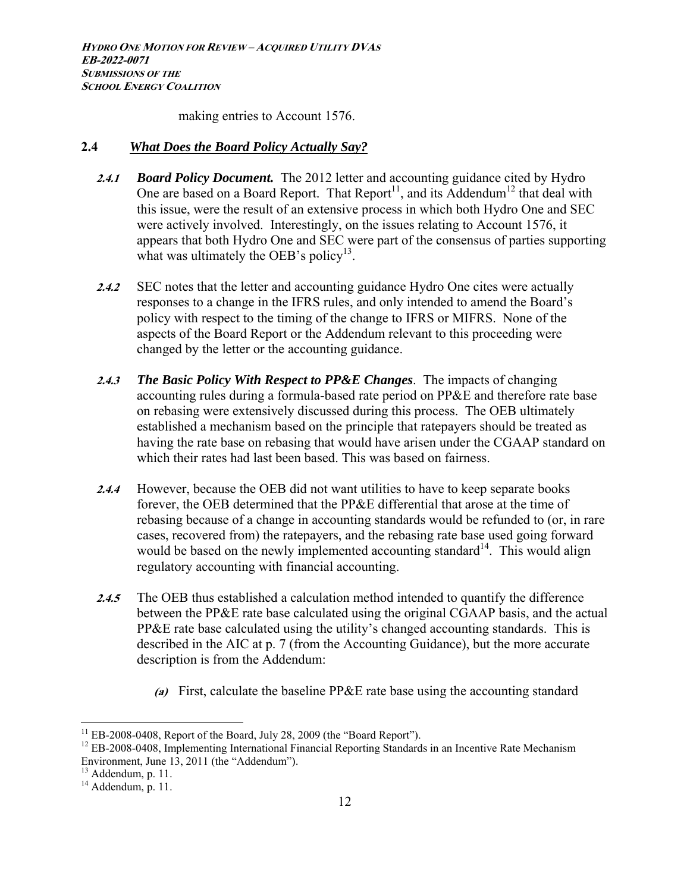making entries to Account 1576.

## 2.4 *What Does the Board Policy Actually Say?*

***2.4.1*** ***Board Policy Document.*** The 2012 letter and accounting guidance cited by Hydro One are based on a Board Report. That Report[11], and its Addendum[12] that deal with this issue, were the result of an extensive process in which both Hydro One and SEC were actively involved. Interestingly, on the issues relating to Account 1576, it appears that both Hydro One and SEC were part of the consensus of parties supporting what was ultimately the OEB's policy[13].

***2.4.2*** SEC notes that the letter and accounting guidance Hydro One cites were actually responses to a change in the IFRS rules, and only intended to amend the Board's policy with respect to the timing of the change to IFRS or MIFRS. None of the aspects of the Board Report or the Addendum relevant to this proceeding were changed by the letter or the accounting guidance.

***2.4.3*** ***The Basic Policy With Respect to PP&E Changes***. The impacts of changing accounting rules during a formula-based rate period on PP&E and therefore rate base on rebasing were extensively discussed during this process. The OEB ultimately established a mechanism based on the principle that ratepayers should be treated as having the rate base on rebasing that would have arisen under the CGAAP standard on which their rates had last been based. This was based on fairness.

***2.4.4*** However, because the OEB did not want utilities to have to keep separate books forever, the OEB determined that the PP&E differential that arose at the time of rebasing because of a change in accounting standards would be refunded to (or, in rare cases, recovered from) the ratepayers, and the rebasing rate base used going forward would be based on the newly implemented accounting standard[14]. This would align regulatory accounting with financial accounting.

***2.4.5*** The OEB thus established a calculation method intended to quantify the difference between the PP&E rate base calculated using the original CGAAP basis, and the actual PP&E rate base calculated using the utility's changed accounting standards. This is described in the AIC at p. 7 (from the Accounting Guidance), but the more accurate description is from the Addendum:

*(a)* First, calculate the baseline PP&E rate base using the accounting standard

---

[11] EB-2008-0408, Report of the Board, July 28, 2009 (the "Board Report").

[12] EB-2008-0408, Implementing International Financial Reporting Standards in an Incentive Rate Mechanism Environment, June 13, 2011 (the "Addendum").

[13] Addendum, p. 11.

[14] Addendum, p. 11.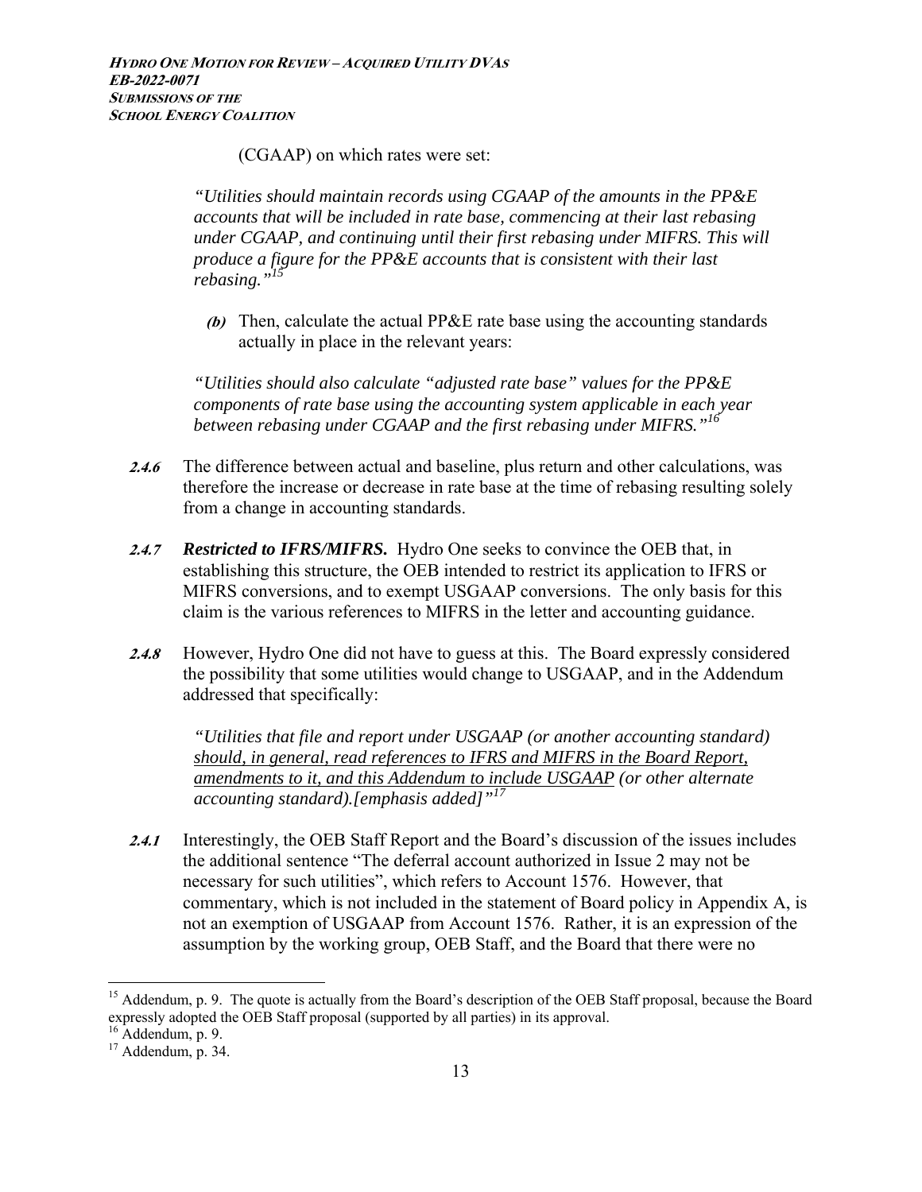(CGAAP) on which rates were set:

> *"Utilities should maintain records using CGAAP of the amounts in the PP&E accounts that will be included in rate base, commencing at their last rebasing under CGAAP, and continuing until their first rebasing under MIFRS. This will produce a figure for the PP&E accounts that is consistent with their last rebasing."*[15]

***(b)*** Then, calculate the actual PP&E rate base using the accounting standards actually in place in the relevant years:

> *"Utilities should also calculate "adjusted rate base" values for the PP&E components of rate base using the accounting system applicable in each year between rebasing under CGAAP and the first rebasing under MIFRS."*[16]

***2.4.6*** The difference between actual and baseline, plus return and other calculations, was therefore the increase or decrease in rate base at the time of rebasing resulting solely from a change in accounting standards.

***2.4.7*** ***Restricted to IFRS/MIFRS.*** Hydro One seeks to convince the OEB that, in establishing this structure, the OEB intended to restrict its application to IFRS or MIFRS conversions, and to exempt USGAAP conversions. The only basis for this claim is the various references to MIFRS in the letter and accounting guidance.

***2.4.8*** However, Hydro One did not have to guess at this. The Board expressly considered the possibility that some utilities would change to USGAAP, and in the Addendum addressed that specifically:

> *"Utilities that file and report under USGAAP (or another accounting standard) <u>should, in general, read references to IFRS and MIFRS in the Board Report, amendments to it, and this Addendum to include USGAAP</u> (or other alternate accounting standard).[emphasis added]"*[17]

***2.4.1*** Interestingly, the OEB Staff Report and the Board's discussion of the issues includes the additional sentence "The deferral account authorized in Issue 2 may not be necessary for such utilities", which refers to Account 1576. However, that commentary, which is not included in the statement of Board policy in Appendix A, is not an exemption of USGAAP from Account 1576. Rather, it is an expression of the assumption by the working group, OEB Staff, and the Board that there were no

---

[15] Addendum, p. 9. The quote is actually from the Board's description of the OEB Staff proposal, because the Board expressly adopted the OEB Staff proposal (supported by all parties) in its approval.

[16] Addendum, p. 9.

[17] Addendum, p. 34.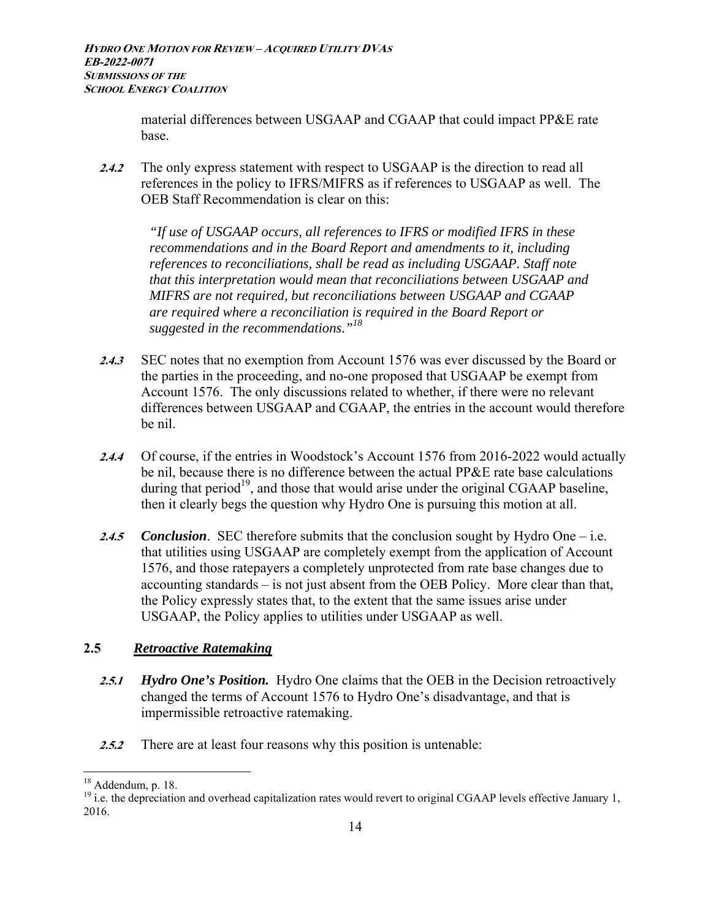material differences between USGAAP and CGAAP that could impact PP&E rate base.

***2.4.2*** The only express statement with respect to USGAAP is the direction to read all references in the policy to IFRS/MIFRS as if references to USGAAP as well. The OEB Staff Recommendation is clear on this:

> *"If use of USGAAP occurs, all references to IFRS or modified IFRS in these recommendations and in the Board Report and amendments to it, including references to reconciliations, shall be read as including USGAAP. Staff note that this interpretation would mean that reconciliations between USGAAP and MIFRS are not required, but reconciliations between USGAAP and CGAAP are required where a reconciliation is required in the Board Report or suggested in the recommendations."*[18]

***2.4.3*** SEC notes that no exemption from Account 1576 was ever discussed by the Board or the parties in the proceeding, and no-one proposed that USGAAP be exempt from Account 1576. The only discussions related to whether, if there were no relevant differences between USGAAP and CGAAP, the entries in the account would therefore be nil.

***2.4.4*** Of course, if the entries in Woodstock's Account 1576 from 2016-2022 would actually be nil, because there is no difference between the actual PP&E rate base calculations during that period[19], and those that would arise under the original CGAAP baseline, then it clearly begs the question why Hydro One is pursuing this motion at all.

***2.4.5*** ***Conclusion***. SEC therefore submits that the conclusion sought by Hydro One – i.e. that utilities using USGAAP are completely exempt from the application of Account 1576, and those ratepayers a completely unprotected from rate base changes due to accounting standards – is not just absent from the OEB Policy. More clear than that, the Policy expressly states that, to the extent that the same issues arise under USGAAP, the Policy applies to utilities under USGAAP as well.

## 2.5 ***Retroactive Ratemaking***

***2.5.1*** ***Hydro One's Position.*** Hydro One claims that the OEB in the Decision retroactively changed the terms of Account 1576 to Hydro One's disadvantage, and that is impermissible retroactive ratemaking.

***2.5.2*** There are at least four reasons why this position is untenable:

---

[18] Addendum, p. 18.

[19] i.e. the depreciation and overhead capitalization rates would revert to original CGAAP levels effective January 1, 2016.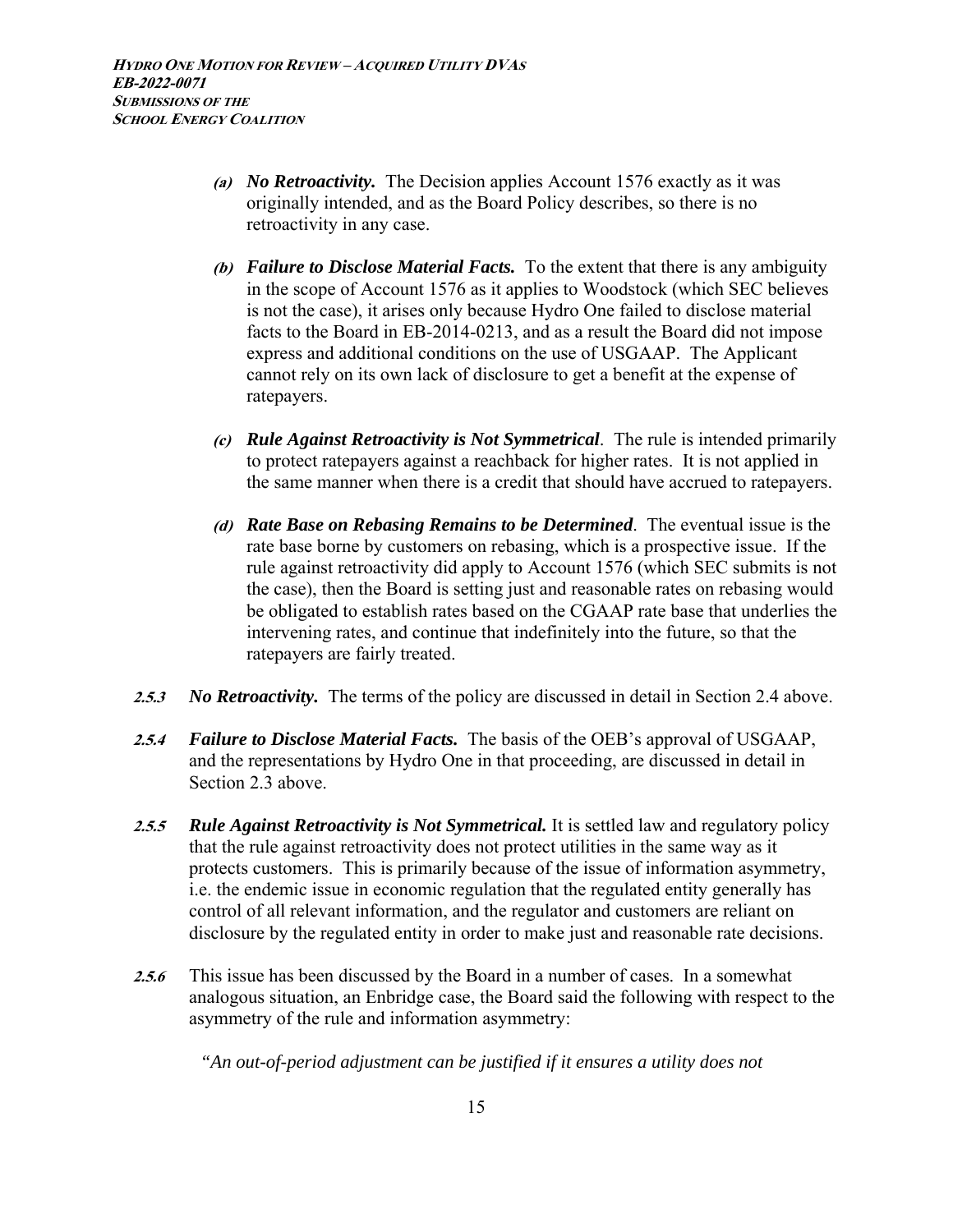*(a)* ***No Retroactivity.*** The Decision applies Account 1576 exactly as it was originally intended, and as the Board Policy describes, so there is no retroactivity in any case.

*(b)* ***Failure to Disclose Material Facts.*** To the extent that there is any ambiguity in the scope of Account 1576 as it applies to Woodstock (which SEC believes is not the case), it arises only because Hydro One failed to disclose material facts to the Board in EB-2014-0213, and as a result the Board did not impose express and additional conditions on the use of USGAAP. The Applicant cannot rely on its own lack of disclosure to get a benefit at the expense of ratepayers.

*(c)* ***Rule Against Retroactivity is Not Symmetrical***. The rule is intended primarily to protect ratepayers against a reachback for higher rates. It is not applied in the same manner when there is a credit that should have accrued to ratepayers.

*(d)* ***Rate Base on Rebasing Remains to be Determined***. The eventual issue is the rate base borne by customers on rebasing, which is a prospective issue. If the rule against retroactivity did apply to Account 1576 (which SEC submits is not the case), then the Board is setting just and reasonable rates on rebasing would be obligated to establish rates based on the CGAAP rate base that underlies the intervening rates, and continue that indefinitely into the future, so that the ratepayers are fairly treated.

*2.5.3* ***No Retroactivity.*** The terms of the policy are discussed in detail in Section 2.4 above.

*2.5.4* ***Failure to Disclose Material Facts.*** The basis of the OEB's approval of USGAAP, and the representations by Hydro One in that proceeding, are discussed in detail in Section 2.3 above.

*2.5.5* ***Rule Against Retroactivity is Not Symmetrical.*** It is settled law and regulatory policy that the rule against retroactivity does not protect utilities in the same way as it protects customers. This is primarily because of the issue of information asymmetry, i.e. the endemic issue in economic regulation that the regulated entity generally has control of all relevant information, and the regulator and customers are reliant on disclosure by the regulated entity in order to make just and reasonable rate decisions.

*2.5.6* This issue has been discussed by the Board in a number of cases. In a somewhat analogous situation, an Enbridge case, the Board said the following with respect to the asymmetry of the rule and information asymmetry:

> *"An out-of-period adjustment can be justified if it ensures a utility does not*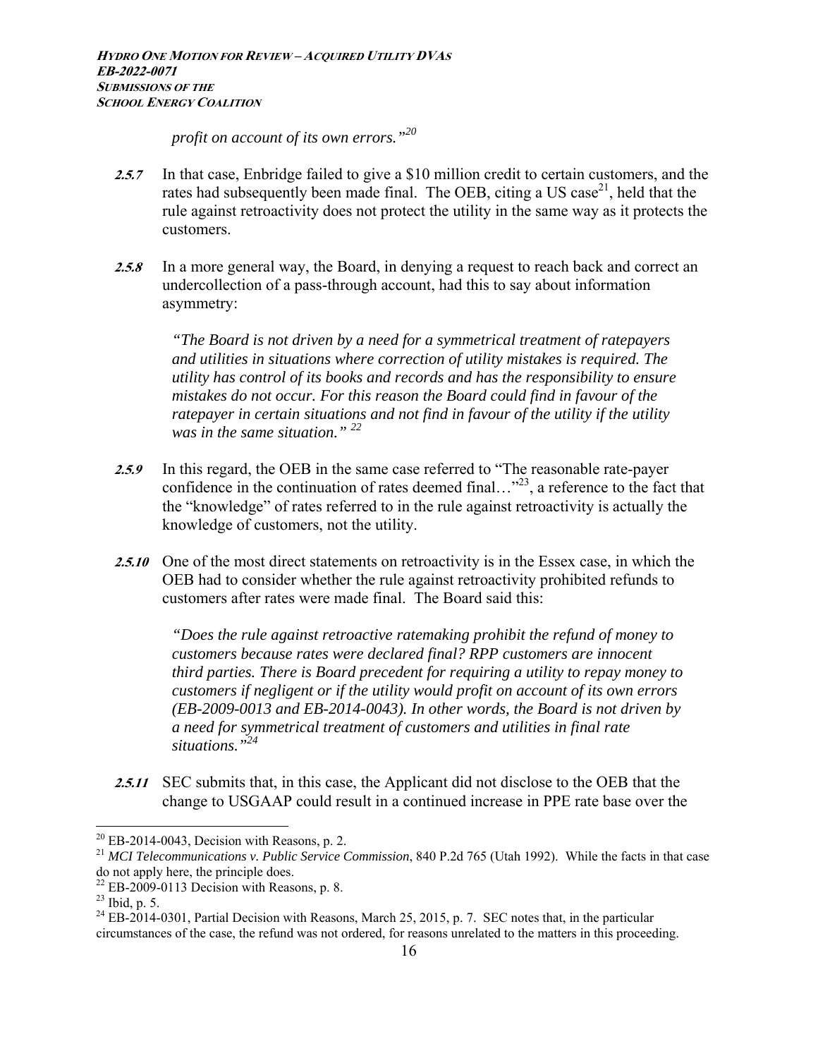*profit on account of its own errors."*[20]

**2.5.7** In that case, Enbridge failed to give a $10 million credit to certain customers, and the rates had subsequently been made final. The OEB, citing a US case[21], held that the rule against retroactivity does not protect the utility in the same way as it protects the customers.

**2.5.8** In a more general way, the Board, in denying a request to reach back and correct an undercollection of a pass-through account, had this to say about information asymmetry:

> *"The Board is not driven by a need for a symmetrical treatment of ratepayers and utilities in situations where correction of utility mistakes is required. The utility has control of its books and records and has the responsibility to ensure mistakes do not occur. For this reason the Board could find in favour of the ratepayer in certain situations and not find in favour of the utility if the utility was in the same situation."* [22]

**2.5.9** In this regard, the OEB in the same case referred to "The reasonable rate-payer confidence in the continuation of rates deemed final…"[23], a reference to the fact that the "knowledge" of rates referred to in the rule against retroactivity is actually the knowledge of customers, not the utility.

**2.5.10** One of the most direct statements on retroactivity is in the Essex case, in which the OEB had to consider whether the rule against retroactivity prohibited refunds to customers after rates were made final. The Board said this:

> *"Does the rule against retroactive ratemaking prohibit the refund of money to customers because rates were declared final? RPP customers are innocent third parties. There is Board precedent for requiring a utility to repay money to customers if negligent or if the utility would profit on account of its own errors (EB-2009-0013 and EB-2014-0043). In other words, the Board is not driven by a need for symmetrical treatment of customers and utilities in final rate situations."*[24]

**2.5.11** SEC submits that, in this case, the Applicant did not disclose to the OEB that the change to USGAAP could result in a continued increase in PPE rate base over the

---

[20] EB-2014-0043, Decision with Reasons, p. 2.

[21] *MCI Telecommunications v. Public Service Commission*, 840 P.2d 765 (Utah 1992). While the facts in that case do not apply here, the principle does.

[22] EB-2009-0113 Decision with Reasons, p. 8.

[23] Ibid, p. 5.

[24] EB-2014-0301, Partial Decision with Reasons, March 25, 2015, p. 7. SEC notes that, in the particular circumstances of the case, the refund was not ordered, for reasons unrelated to the matters in this proceeding.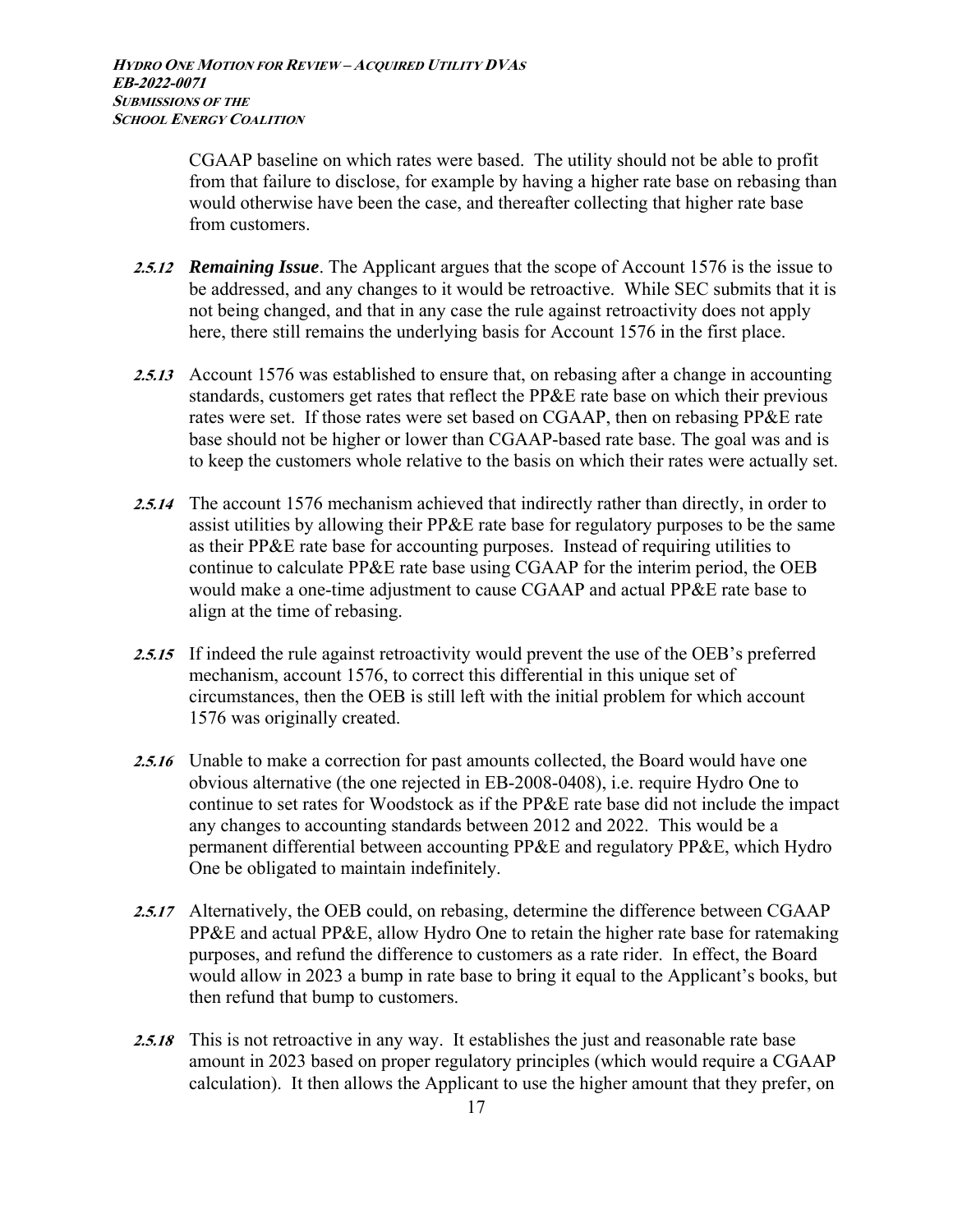CGAAP baseline on which rates were based. The utility should not be able to profit from that failure to disclose, for example by having a higher rate base on rebasing than would otherwise have been the case, and thereafter collecting that higher rate base from customers.

***2.5.12*** ***Remaining Issue***. The Applicant argues that the scope of Account 1576 is the issue to be addressed, and any changes to it would be retroactive. While SEC submits that it is not being changed, and that in any case the rule against retroactivity does not apply here, there still remains the underlying basis for Account 1576 in the first place.

***2.5.13*** Account 1576 was established to ensure that, on rebasing after a change in accounting standards, customers get rates that reflect the PP&E rate base on which their previous rates were set. If those rates were set based on CGAAP, then on rebasing PP&E rate base should not be higher or lower than CGAAP-based rate base. The goal was and is to keep the customers whole relative to the basis on which their rates were actually set.

***2.5.14*** The account 1576 mechanism achieved that indirectly rather than directly, in order to assist utilities by allowing their PP&E rate base for regulatory purposes to be the same as their PP&E rate base for accounting purposes. Instead of requiring utilities to continue to calculate PP&E rate base using CGAAP for the interim period, the OEB would make a one-time adjustment to cause CGAAP and actual PP&E rate base to align at the time of rebasing.

***2.5.15*** If indeed the rule against retroactivity would prevent the use of the OEB's preferred mechanism, account 1576, to correct this differential in this unique set of circumstances, then the OEB is still left with the initial problem for which account 1576 was originally created.

***2.5.16*** Unable to make a correction for past amounts collected, the Board would have one obvious alternative (the one rejected in EB-2008-0408), i.e. require Hydro One to continue to set rates for Woodstock as if the PP&E rate base did not include the impact any changes to accounting standards between 2012 and 2022. This would be a permanent differential between accounting PP&E and regulatory PP&E, which Hydro One be obligated to maintain indefinitely.

***2.5.17*** Alternatively, the OEB could, on rebasing, determine the difference between CGAAP PP&E and actual PP&E, allow Hydro One to retain the higher rate base for ratemaking purposes, and refund the difference to customers as a rate rider. In effect, the Board would allow in 2023 a bump in rate base to bring it equal to the Applicant's books, but then refund that bump to customers.

***2.5.18*** This is not retroactive in any way. It establishes the just and reasonable rate base amount in 2023 based on proper regulatory principles (which would require a CGAAP calculation). It then allows the Applicant to use the higher amount that they prefer, on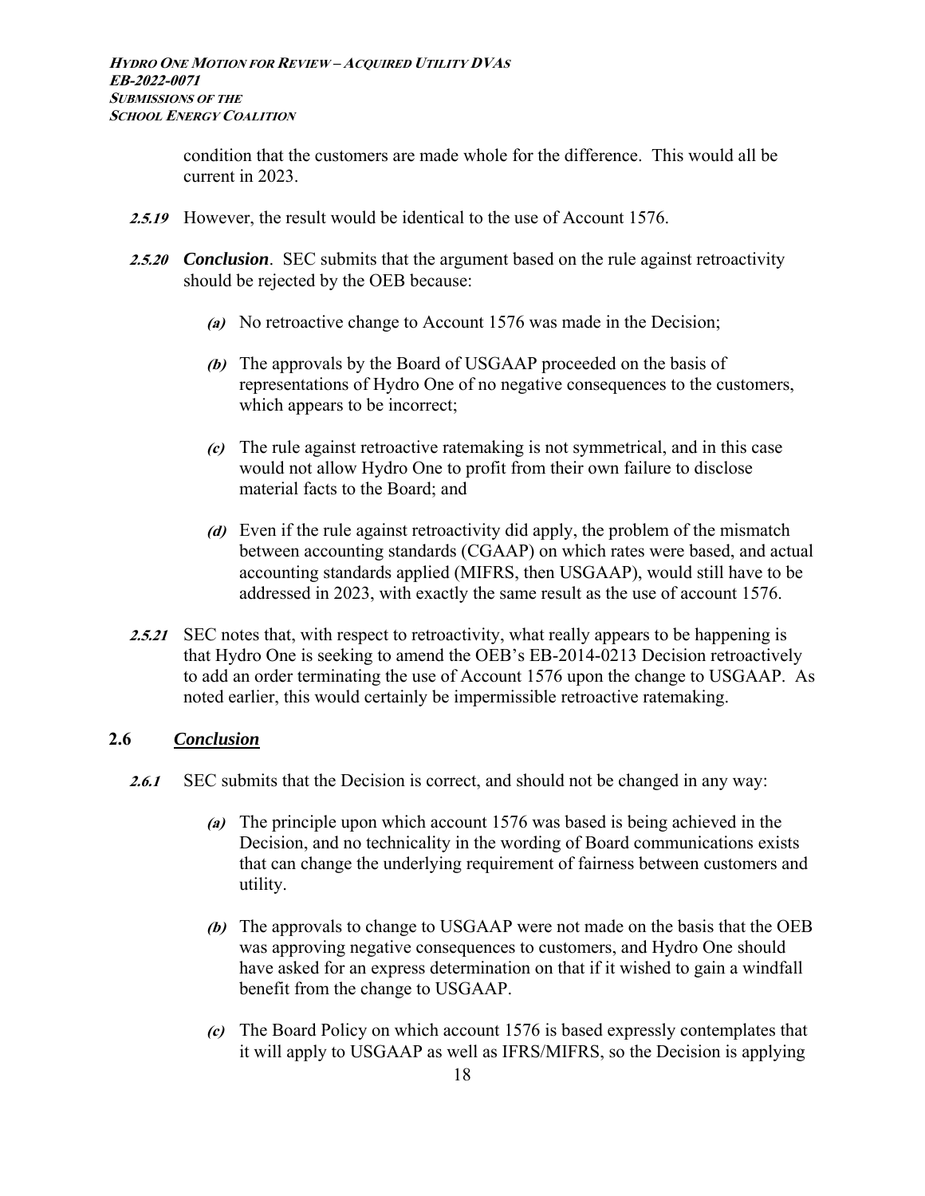condition that the customers are made whole for the difference. This would all be current in 2023.

***2.5.19*** However, the result would be identical to the use of Account 1576.

***2.5.20*** ***Conclusion***. SEC submits that the argument based on the rule against retroactivity should be rejected by the OEB because:

- ***(a)*** No retroactive change to Account 1576 was made in the Decision;
- ***(b)*** The approvals by the Board of USGAAP proceeded on the basis of representations of Hydro One of no negative consequences to the customers, which appears to be incorrect;
- ***(c)*** The rule against retroactive ratemaking is not symmetrical, and in this case would not allow Hydro One to profit from their own failure to disclose material facts to the Board; and
- ***(d)*** Even if the rule against retroactivity did apply, the problem of the mismatch between accounting standards (CGAAP) on which rates were based, and actual accounting standards applied (MIFRS, then USGAAP), would still have to be addressed in 2023, with exactly the same result as the use of account 1576.

***2.5.21*** SEC notes that, with respect to retroactivity, what really appears to be happening is that Hydro One is seeking to amend the OEB's EB-2014-0213 Decision retroactively to add an order terminating the use of Account 1576 upon the change to USGAAP. As noted earlier, this would certainly be impermissible retroactive ratemaking.

## 2.6 ***<u>Conclusion</u>***

***2.6.1*** SEC submits that the Decision is correct, and should not be changed in any way:

- ***(a)*** The principle upon which account 1576 was based is being achieved in the Decision, and no technicality in the wording of Board communications exists that can change the underlying requirement of fairness between customers and utility.
- ***(b)*** The approvals to change to USGAAP were not made on the basis that the OEB was approving negative consequences to customers, and Hydro One should have asked for an express determination on that if it wished to gain a windfall benefit from the change to USGAAP.
- ***(c)*** The Board Policy on which account 1576 is based expressly contemplates that it will apply to USGAAP as well as IFRS/MIFRS, so the Decision is applying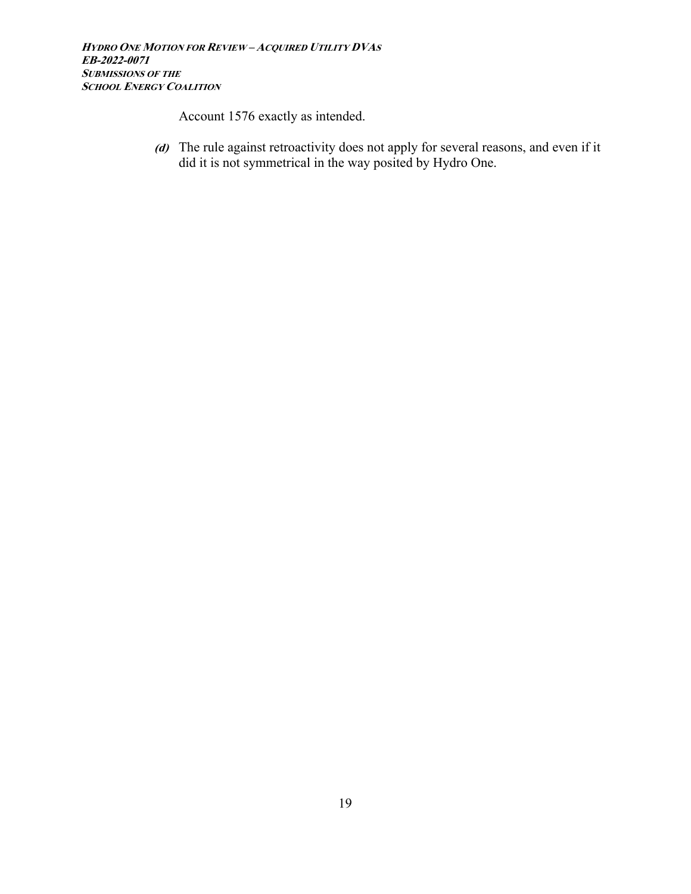Account 1576 exactly as intended.

*(d)* The rule against retroactivity does not apply for several reasons, and even if it did it is not symmetrical in the way posited by Hydro One.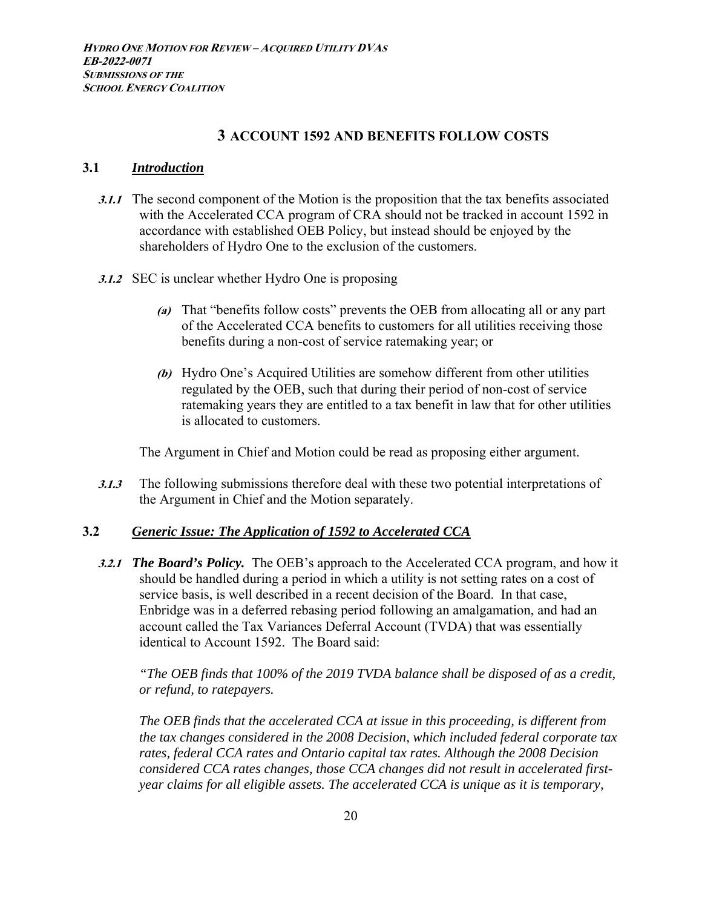## 3 ACCOUNT 1592 AND BENEFITS FOLLOW COSTS

### 3.1 *Introduction*

***3.1.1*** The second component of the Motion is the proposition that the tax benefits associated with the Accelerated CCA program of CRA should not be tracked in account 1592 in accordance with established OEB Policy, but instead should be enjoyed by the shareholders of Hydro One to the exclusion of the customers.

***3.1.2*** SEC is unclear whether Hydro One is proposing

*(a)* That "benefits follow costs" prevents the OEB from allocating all or any part of the Accelerated CCA benefits to customers for all utilities receiving those benefits during a non-cost of service ratemaking year; or

*(b)* Hydro One's Acquired Utilities are somehow different from other utilities regulated by the OEB, such that during their period of non-cost of service ratemaking years they are entitled to a tax benefit in law that for other utilities is allocated to customers.

The Argument in Chief and Motion could be read as proposing either argument.

***3.1.3*** The following submissions therefore deal with these two potential interpretations of the Argument in Chief and the Motion separately.

### 3.2 *Generic Issue: The Application of 1592 to Accelerated CCA*

***3.2.1*** ***The Board's Policy.*** The OEB's approach to the Accelerated CCA program, and how it should be handled during a period in which a utility is not setting rates on a cost of service basis, is well described in a recent decision of the Board. In that case, Enbridge was in a deferred rebasing period following an amalgamation, and had an account called the Tax Variances Deferral Account (TVDA) that was essentially identical to Account 1592. The Board said:

*"The OEB finds that 100% of the 2019 TVDA balance shall be disposed of as a credit, or refund, to ratepayers.*

*The OEB finds that the accelerated CCA at issue in this proceeding, is different from the tax changes considered in the 2008 Decision, which included federal corporate tax rates, federal CCA rates and Ontario capital tax rates. Although the 2008 Decision considered CCA rates changes, those CCA changes did not result in accelerated first-year claims for all eligible assets. The accelerated CCA is unique as it is temporary,*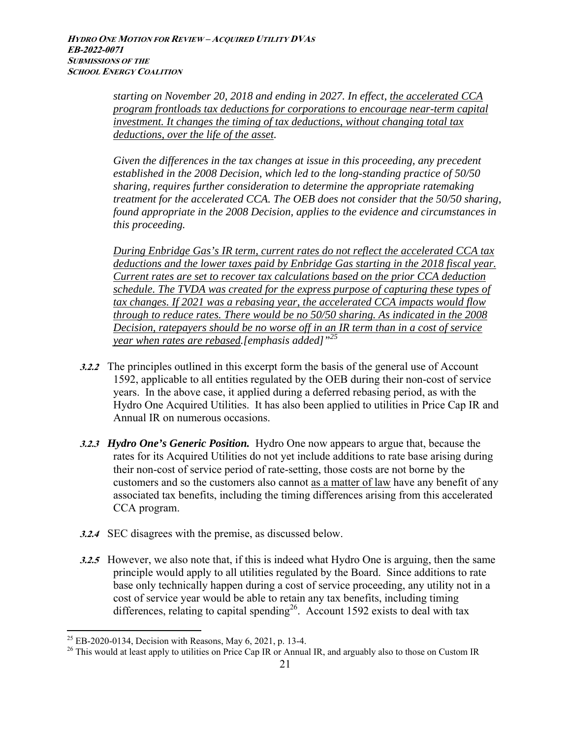*starting on November 20, 2018 and ending in 2027. In effect, the accelerated CCA program frontloads tax deductions for corporations to encourage near-term capital investment. It changes the timing of tax deductions, without changing total tax deductions, over the life of the asset.*

*Given the differences in the tax changes at issue in this proceeding, any precedent established in the 2008 Decision, which led to the long-standing practice of 50/50 sharing, requires further consideration to determine the appropriate ratemaking treatment for the accelerated CCA. The OEB does not consider that the 50/50 sharing, found appropriate in the 2008 Decision, applies to the evidence and circumstances in this proceeding.*

*During Enbridge Gas's IR term, current rates do not reflect the accelerated CCA tax deductions and the lower taxes paid by Enbridge Gas starting in the 2018 fiscal year. Current rates are set to recover tax calculations based on the prior CCA deduction schedule. The TVDA was created for the express purpose of capturing these types of tax changes. If 2021 was a rebasing year, the accelerated CCA impacts would flow through to reduce rates. There would be no 50/50 sharing. As indicated in the 2008 Decision, ratepayers should be no worse off in an IR term than in a cost of service year when rates are rebased.[emphasis added]"*[25]

**3.2.2** The principles outlined in this excerpt form the basis of the general use of Account 1592, applicable to all entities regulated by the OEB during their non-cost of service years. In the above case, it applied during a deferred rebasing period, as with the Hydro One Acquired Utilities. It has also been applied to utilities in Price Cap IR and Annual IR on numerous occasions.

**3.2.3** ***Hydro One's Generic Position.*** Hydro One now appears to argue that, because the rates for its Acquired Utilities do not yet include additions to rate base arising during their non-cost of service period of rate-setting, those costs are not borne by the customers and so the customers also cannot as a matter of law have any benefit of any associated tax benefits, including the timing differences arising from this accelerated CCA program.

**3.2.4** SEC disagrees with the premise, as discussed below.

**3.2.5** However, we also note that, if this is indeed what Hydro One is arguing, then the same principle would apply to all utilities regulated by the Board. Since additions to rate base only technically happen during a cost of service proceeding, any utility not in a cost of service year would be able to retain any tax benefits, including timing differences, relating to capital spending[26]. Account 1592 exists to deal with tax

---

[25] EB-2020-0134, Decision with Reasons, May 6, 2021, p. 13-4.

[26] This would at least apply to utilities on Price Cap IR or Annual IR, and arguably also to those on Custom IR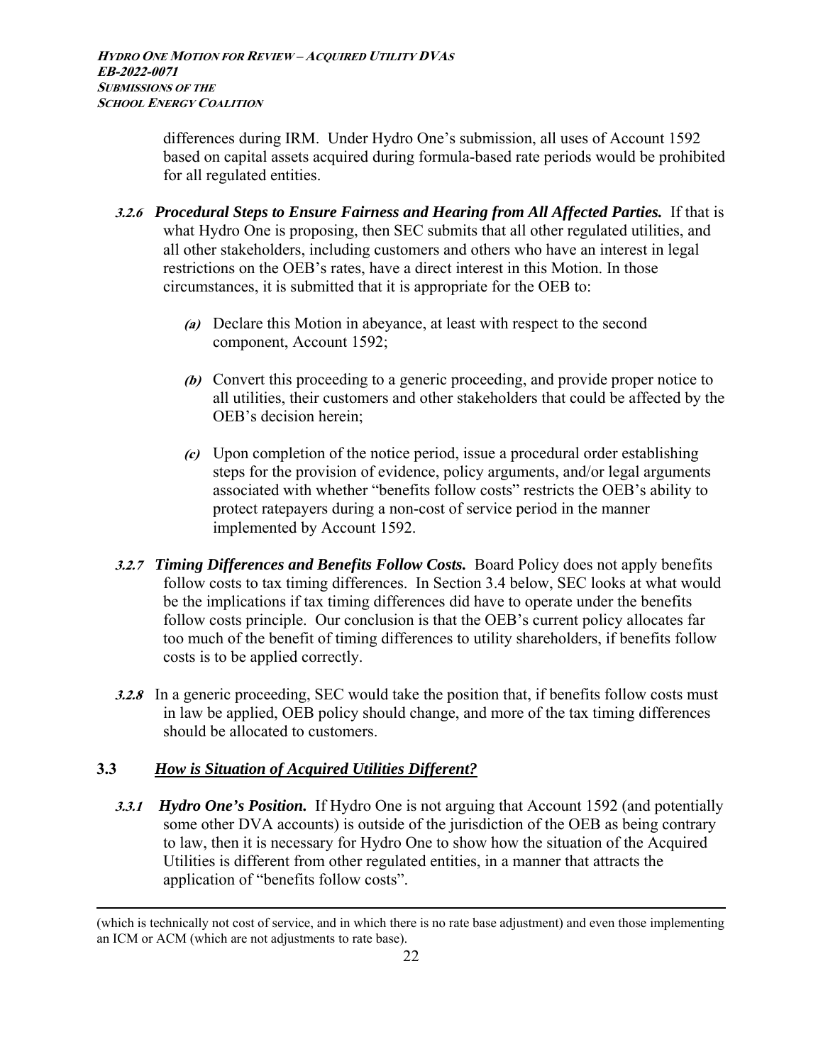differences during IRM. Under Hydro One's submission, all uses of Account 1592 based on capital assets acquired during formula-based rate periods would be prohibited for all regulated entities.

***3.2.6 Procedural Steps to Ensure Fairness and Hearing from All Affected Parties.*** If that is what Hydro One is proposing, then SEC submits that all other regulated utilities, and all other stakeholders, including customers and others who have an interest in legal restrictions on the OEB's rates, have a direct interest in this Motion. In those circumstances, it is submitted that it is appropriate for the OEB to:

- ***(a)*** Declare this Motion in abeyance, at least with respect to the second component, Account 1592;
- ***(b)*** Convert this proceeding to a generic proceeding, and provide proper notice to all utilities, their customers and other stakeholders that could be affected by the OEB's decision herein;
- ***(c)*** Upon completion of the notice period, issue a procedural order establishing steps for the provision of evidence, policy arguments, and/or legal arguments associated with whether "benefits follow costs" restricts the OEB's ability to protect ratepayers during a non-cost of service period in the manner implemented by Account 1592.

***3.2.7 Timing Differences and Benefits Follow Costs.*** Board Policy does not apply benefits follow costs to tax timing differences. In Section 3.4 below, SEC looks at what would be the implications if tax timing differences did have to operate under the benefits follow costs principle. Our conclusion is that the OEB's current policy allocates far too much of the benefit of timing differences to utility shareholders, if benefits follow costs is to be applied correctly.

***3.2.8*** In a generic proceeding, SEC would take the position that, if benefits follow costs must in law be applied, OEB policy should change, and more of the tax timing differences should be allocated to customers.

## 3.3 *How is Situation of Acquired Utilities Different?*

***3.3.1 Hydro One's Position.*** If Hydro One is not arguing that Account 1592 (and potentially some other DVA accounts) is outside of the jurisdiction of the OEB as being contrary to law, then it is necessary for Hydro One to show how the situation of the Acquired Utilities is different from other regulated entities, in a manner that attracts the application of "benefits follow costs".

---

(which is technically not cost of service, and in which there is no rate base adjustment) and even those implementing an ICM or ACM (which are not adjustments to rate base).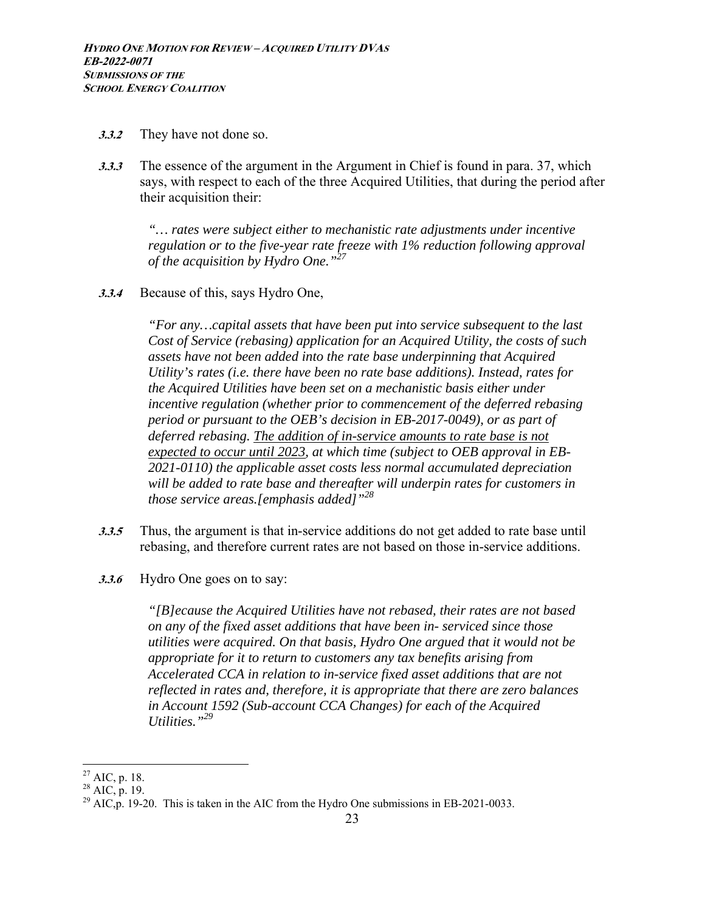**3.3.2** They have not done so.

**3.3.3** The essence of the argument in the Argument in Chief is found in para. 37, which says, with respect to each of the three Acquired Utilities, that during the period after their acquisition their:

> *"… rates were subject either to mechanistic rate adjustments under incentive regulation or to the five-year rate freeze with 1% reduction following approval of the acquisition by Hydro One."*[27]

**3.3.4** Because of this, says Hydro One,

> *"For any…capital assets that have been put into service subsequent to the last Cost of Service (rebasing) application for an Acquired Utility, the costs of such assets have not been added into the rate base underpinning that Acquired Utility's rates (i.e. there have been no rate base additions). Instead, rates for the Acquired Utilities have been set on a mechanistic basis either under incentive regulation (whether prior to commencement of the deferred rebasing period or pursuant to the OEB's decision in EB-2017-0049), or as part of deferred rebasing. <u>The addition of in-service amounts to rate base is not expected to occur until 2023</u>, at which time (subject to OEB approval in EB-2021-0110) the applicable asset costs less normal accumulated depreciation will be added to rate base and thereafter will underpin rates for customers in those service areas.[emphasis added]"*[28]

**3.3.5** Thus, the argument is that in-service additions do not get added to rate base until rebasing, and therefore current rates are not based on those in-service additions.

**3.3.6** Hydro One goes on to say:

> *"[B]ecause the Acquired Utilities have not rebased, their rates are not based on any of the fixed asset additions that have been in- serviced since those utilities were acquired. On that basis, Hydro One argued that it would not be appropriate for it to return to customers any tax benefits arising from Accelerated CCA in relation to in-service fixed asset additions that are not reflected in rates and, therefore, it is appropriate that there are zero balances in Account 1592 (Sub-account CCA Changes) for each of the Acquired Utilities."*[29]

---

[27] AIC, p. 18.

[28] AIC, p. 19.

[29] AIC,p. 19-20. This is taken in the AIC from the Hydro One submissions in EB-2021-0033.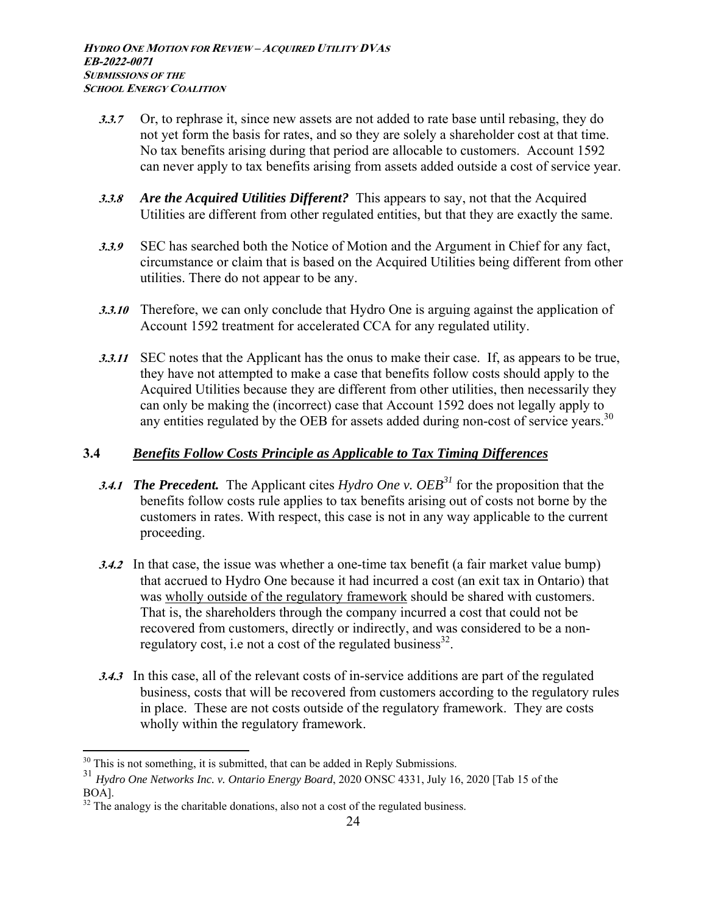***3.3.7*** Or, to rephrase it, since new assets are not added to rate base until rebasing, they do not yet form the basis for rates, and so they are solely a shareholder cost at that time. No tax benefits arising during that period are allocable to customers. Account 1592 can never apply to tax benefits arising from assets added outside a cost of service year.

***3.3.8*** ***Are the Acquired Utilities Different?*** This appears to say, not that the Acquired Utilities are different from other regulated entities, but that they are exactly the same.

***3.3.9*** SEC has searched both the Notice of Motion and the Argument in Chief for any fact, circumstance or claim that is based on the Acquired Utilities being different from other utilities. There do not appear to be any.

***3.3.10*** Therefore, we can only conclude that Hydro One is arguing against the application of Account 1592 treatment for accelerated CCA for any regulated utility.

***3.3.11*** SEC notes that the Applicant has the onus to make their case. If, as appears to be true, they have not attempted to make a case that benefits follow costs should apply to the Acquired Utilities because they are different from other utilities, then necessarily they can only be making the (incorrect) case that Account 1592 does not legally apply to any entities regulated by the OEB for assets added during non-cost of service years.[30]

## 3.4 ***Benefits Follow Costs Principle as Applicable to Tax Timing Differences***

***3.4.1*** ***The Precedent.*** The Applicant cites *Hydro One v. OEB*[31] for the proposition that the benefits follow costs rule applies to tax benefits arising out of costs not borne by the customers in rates. With respect, this case is not in any way applicable to the current proceeding.

***3.4.2*** In that case, the issue was whether a one-time tax benefit (a fair market value bump) that accrued to Hydro One because it had incurred a cost (an exit tax in Ontario) that was wholly outside of the regulatory framework should be shared with customers. That is, the shareholders through the company incurred a cost that could not be recovered from customers, directly or indirectly, and was considered to be a non-regulatory cost, i.e not a cost of the regulated business[32].

***3.4.3*** In this case, all of the relevant costs of in-service additions are part of the regulated business, costs that will be recovered from customers according to the regulatory rules in place. These are not costs outside of the regulatory framework. They are costs wholly within the regulatory framework.

---

[30] This is not something, it is submitted, that can be added in Reply Submissions.

[31] *Hydro One Networks Inc. v. Ontario Energy Board*, 2020 ONSC 4331, July 16, 2020 [Tab 15 of the BOA].

[32] The analogy is the charitable donations, also not a cost of the regulated business.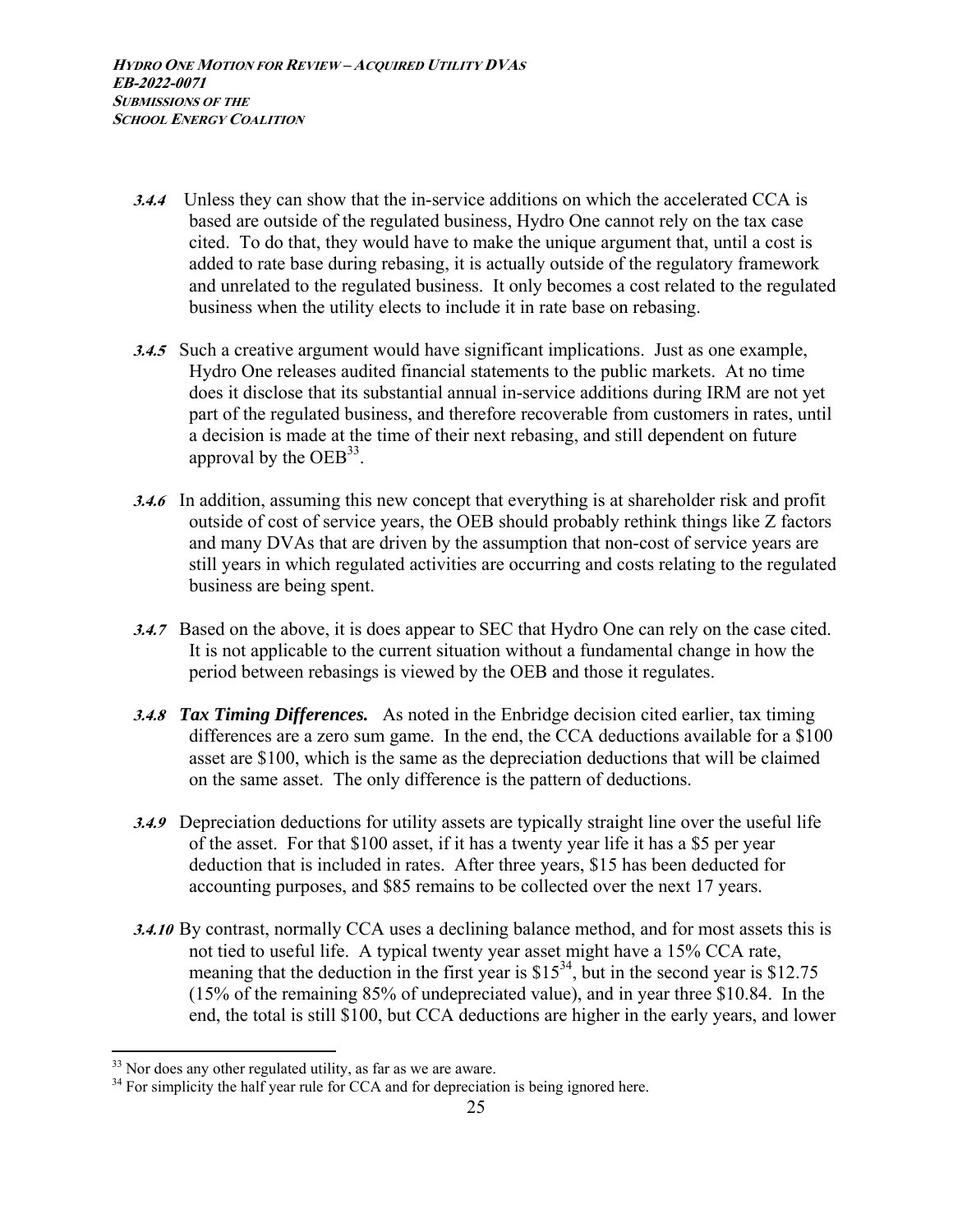***3.4.4*** Unless they can show that the in-service additions on which the accelerated CCA is based are outside of the regulated business, Hydro One cannot rely on the tax case cited. To do that, they would have to make the unique argument that, until a cost is added to rate base during rebasing, it is actually outside of the regulatory framework and unrelated to the regulated business. It only becomes a cost related to the regulated business when the utility elects to include it in rate base on rebasing.

***3.4.5*** Such a creative argument would have significant implications. Just as one example, Hydro One releases audited financial statements to the public markets. At no time does it disclose that its substantial annual in-service additions during IRM are not yet part of the regulated business, and therefore recoverable from customers in rates, until a decision is made at the time of their next rebasing, and still dependent on future approval by the OEB[33].

***3.4.6*** In addition, assuming this new concept that everything is at shareholder risk and profit outside of cost of service years, the OEB should probably rethink things like Z factors and many DVAs that are driven by the assumption that non-cost of service years are still years in which regulated activities are occurring and costs relating to the regulated business are being spent.

***3.4.7*** Based on the above, it is does appear to SEC that Hydro One can rely on the case cited. It is not applicable to the current situation without a fundamental change in how the period between rebasings is viewed by the OEB and those it regulates.

***3.4.8*** ***Tax Timing Differences.*** As noted in the Enbridge decision cited earlier, tax timing differences are a zero sum game. In the end, the CCA deductions available for a $100 asset are $100, which is the same as the depreciation deductions that will be claimed on the same asset. The only difference is the pattern of deductions.

***3.4.9*** Depreciation deductions for utility assets are typically straight line over the useful life of the asset. For that $100 asset, if it has a twenty year life it has a $5 per year deduction that is included in rates. After three years, $15 has been deducted for accounting purposes, and $85 remains to be collected over the next 17 years.

***3.4.10*** By contrast, normally CCA uses a declining balance method, and for most assets this is not tied to useful life. A typical twenty year asset might have a 15% CCA rate, meaning that the deduction in the first year is $15[34], but in the second year is $12.75 (15% of the remaining 85% of undepreciated value), and in year three $10.84. In the end, the total is still $100, but CCA deductions are higher in the early years, and lower

---

[33] Nor does any other regulated utility, as far as we are aware.

[34] For simplicity the half year rule for CCA and for depreciation is being ignored here.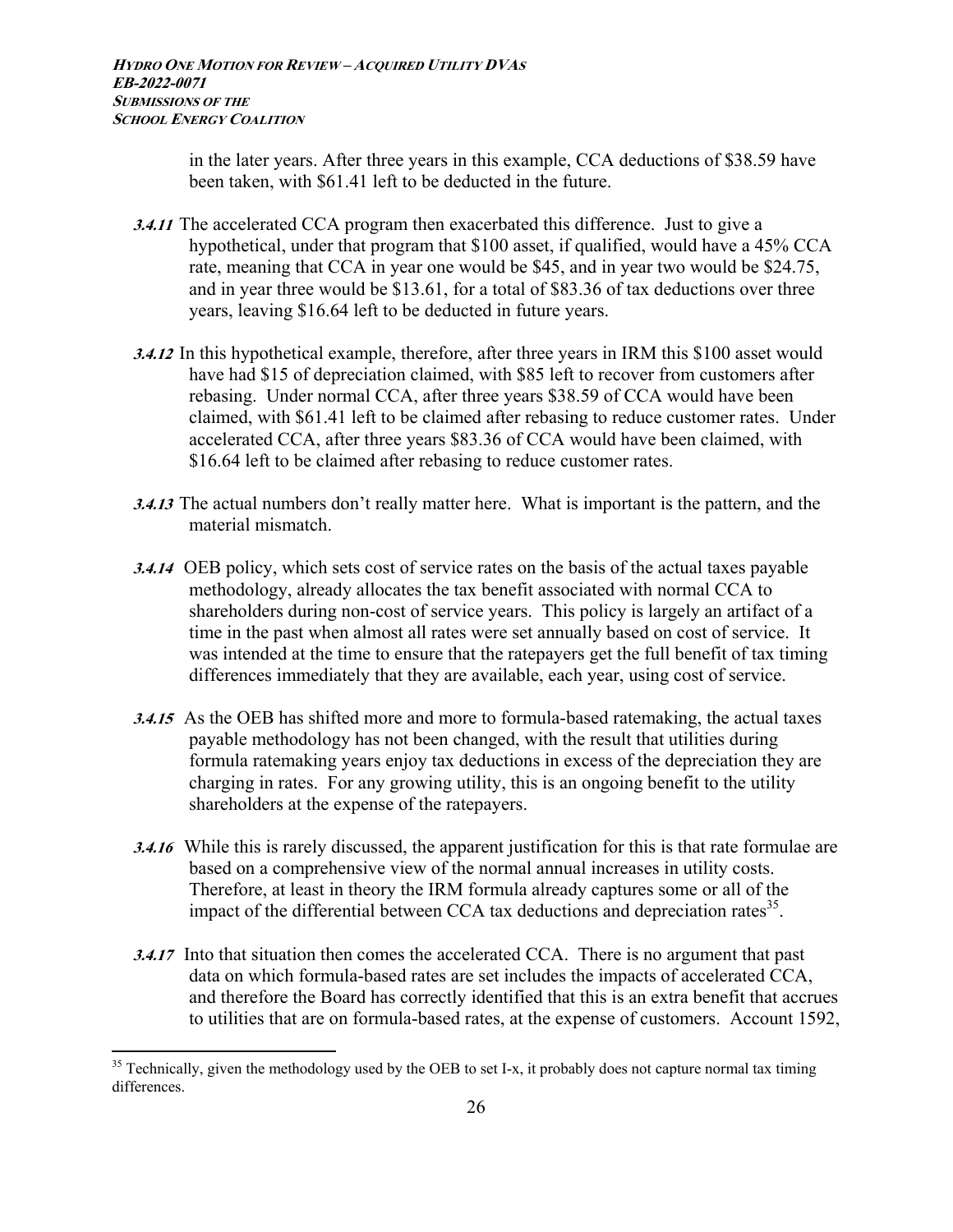in the later years. After three years in this example, CCA deductions of $38.59 have been taken, with $61.41 left to be deducted in the future.

***3.4.11*** The accelerated CCA program then exacerbated this difference. Just to give a hypothetical, under that program that $100 asset, if qualified, would have a 45% CCA rate, meaning that CCA in year one would be $45, and in year two would be $24.75, and in year three would be $13.61, for a total of $83.36 of tax deductions over three years, leaving $16.64 left to be deducted in future years.

***3.4.12*** In this hypothetical example, therefore, after three years in IRM this $100 asset would have had $15 of depreciation claimed, with $85 left to recover from customers after rebasing. Under normal CCA, after three years $38.59 of CCA would have been claimed, with $61.41 left to be claimed after rebasing to reduce customer rates. Under accelerated CCA, after three years $83.36 of CCA would have been claimed, with $16.64 left to be claimed after rebasing to reduce customer rates.

***3.4.13*** The actual numbers don't really matter here. What is important is the pattern, and the material mismatch.

***3.4.14*** OEB policy, which sets cost of service rates on the basis of the actual taxes payable methodology, already allocates the tax benefit associated with normal CCA to shareholders during non-cost of service years. This policy is largely an artifact of a time in the past when almost all rates were set annually based on cost of service. It was intended at the time to ensure that the ratepayers get the full benefit of tax timing differences immediately that they are available, each year, using cost of service.

***3.4.15*** As the OEB has shifted more and more to formula-based ratemaking, the actual taxes payable methodology has not been changed, with the result that utilities during formula ratemaking years enjoy tax deductions in excess of the depreciation they are charging in rates. For any growing utility, this is an ongoing benefit to the utility shareholders at the expense of the ratepayers.

***3.4.16*** While this is rarely discussed, the apparent justification for this is that rate formulae are based on a comprehensive view of the normal annual increases in utility costs. Therefore, at least in theory the IRM formula already captures some or all of the impact of the differential between CCA tax deductions and depreciation rates[35].

***3.4.17*** Into that situation then comes the accelerated CCA. There is no argument that past data on which formula-based rates are set includes the impacts of accelerated CCA, and therefore the Board has correctly identified that this is an extra benefit that accrues to utilities that are on formula-based rates, at the expense of customers. Account 1592,

---

[35] Technically, given the methodology used by the OEB to set I-x, it probably does not capture normal tax timing differences.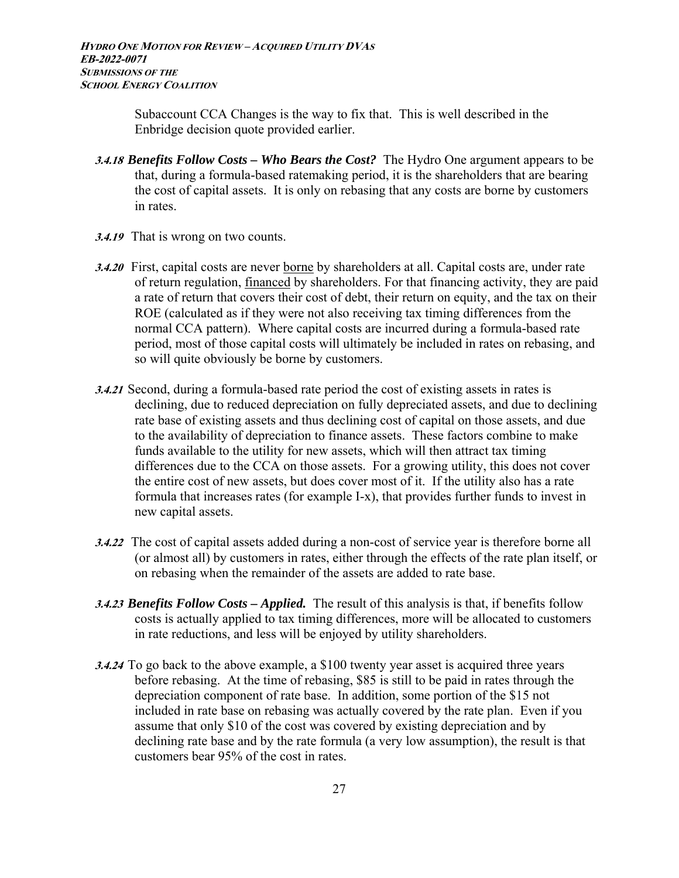Subaccount CCA Changes is the way to fix that. This is well described in the Enbridge decision quote provided earlier.

***3.4.18*** ***Benefits Follow Costs – Who Bears the Cost?*** The Hydro One argument appears to be that, during a formula-based ratemaking period, it is the shareholders that are bearing the cost of capital assets. It is only on rebasing that any costs are borne by customers in rates.

***3.4.19*** That is wrong on two counts.

***3.4.20*** First, capital costs are never borne by shareholders at all. Capital costs are, under rate of return regulation, financed by shareholders. For that financing activity, they are paid a rate of return that covers their cost of debt, their return on equity, and the tax on their ROE (calculated as if they were not also receiving tax timing differences from the normal CCA pattern). Where capital costs are incurred during a formula-based rate period, most of those capital costs will ultimately be included in rates on rebasing, and so will quite obviously be borne by customers.

***3.4.21*** Second, during a formula-based rate period the cost of existing assets in rates is declining, due to reduced depreciation on fully depreciated assets, and due to declining rate base of existing assets and thus declining cost of capital on those assets, and due to the availability of depreciation to finance assets. These factors combine to make funds available to the utility for new assets, which will then attract tax timing differences due to the CCA on those assets. For a growing utility, this does not cover the entire cost of new assets, but does cover most of it. If the utility also has a rate formula that increases rates (for example I-x), that provides further funds to invest in new capital assets.

***3.4.22*** The cost of capital assets added during a non-cost of service year is therefore borne all (or almost all) by customers in rates, either through the effects of the rate plan itself, or on rebasing when the remainder of the assets are added to rate base.

***3.4.23*** ***Benefits Follow Costs – Applied.*** The result of this analysis is that, if benefits follow costs is actually applied to tax timing differences, more will be allocated to customers in rate reductions, and less will be enjoyed by utility shareholders.

***3.4.24*** To go back to the above example, a $100 twenty year asset is acquired three years before rebasing. At the time of rebasing, $85 is still to be paid in rates through the depreciation component of rate base. In addition, some portion of the $15 not included in rate base on rebasing was actually covered by the rate plan. Even if you assume that only $10 of the cost was covered by existing depreciation and by declining rate base and by the rate formula (a very low assumption), the result is that customers bear 95% of the cost in rates.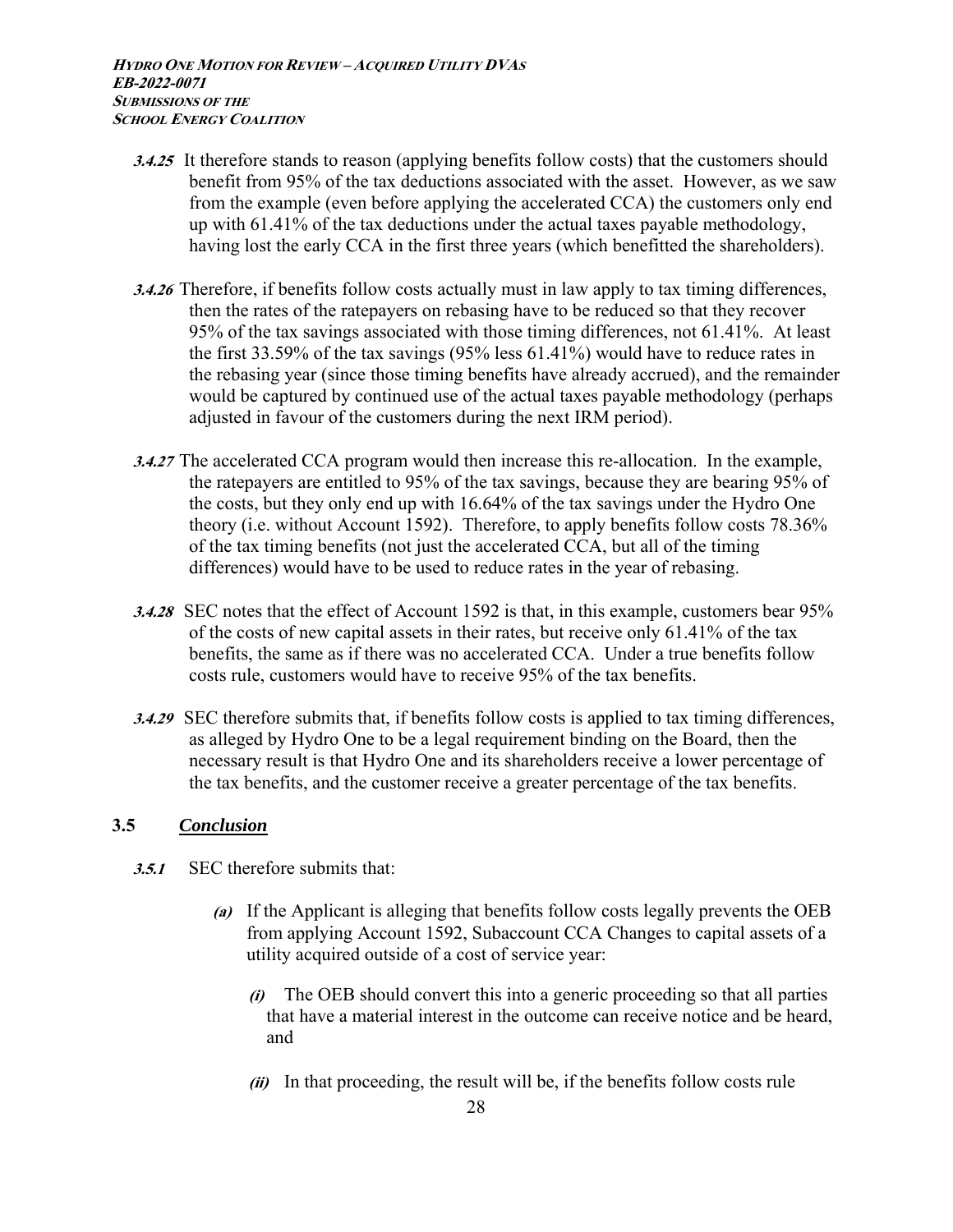***3.4.25*** It therefore stands to reason (applying benefits follow costs) that the customers should benefit from 95% of the tax deductions associated with the asset. However, as we saw from the example (even before applying the accelerated CCA) the customers only end up with 61.41% of the tax deductions under the actual taxes payable methodology, having lost the early CCA in the first three years (which benefitted the shareholders).

***3.4.26*** Therefore, if benefits follow costs actually must in law apply to tax timing differences, then the rates of the ratepayers on rebasing have to be reduced so that they recover 95% of the tax savings associated with those timing differences, not 61.41%. At least the first 33.59% of the tax savings (95% less 61.41%) would have to reduce rates in the rebasing year (since those timing benefits have already accrued), and the remainder would be captured by continued use of the actual taxes payable methodology (perhaps adjusted in favour of the customers during the next IRM period).

***3.4.27*** The accelerated CCA program would then increase this re-allocation. In the example, the ratepayers are entitled to 95% of the tax savings, because they are bearing 95% of the costs, but they only end up with 16.64% of the tax savings under the Hydro One theory (i.e. without Account 1592). Therefore, to apply benefits follow costs 78.36% of the tax timing benefits (not just the accelerated CCA, but all of the timing differences) would have to be used to reduce rates in the year of rebasing.

***3.4.28*** SEC notes that the effect of Account 1592 is that, in this example, customers bear 95% of the costs of new capital assets in their rates, but receive only 61.41% of the tax benefits, the same as if there was no accelerated CCA. Under a true benefits follow costs rule, customers would have to receive 95% of the tax benefits.

***3.4.29*** SEC therefore submits that, if benefits follow costs is applied to tax timing differences, as alleged by Hydro One to be a legal requirement binding on the Board, then the necessary result is that Hydro One and its shareholders receive a lower percentage of the tax benefits, and the customer receive a greater percentage of the tax benefits.

## 3.5 ***Conclusion***

***3.5.1*** SEC therefore submits that:

- ***(a)*** If the Applicant is alleging that benefits follow costs legally prevents the OEB from applying Account 1592, Subaccount CCA Changes to capital assets of a utility acquired outside of a cost of service year:
  - ***(i)*** The OEB should convert this into a generic proceeding so that all parties that have a material interest in the outcome can receive notice and be heard, and
  - ***(ii)*** In that proceeding, the result will be, if the benefits follow costs rule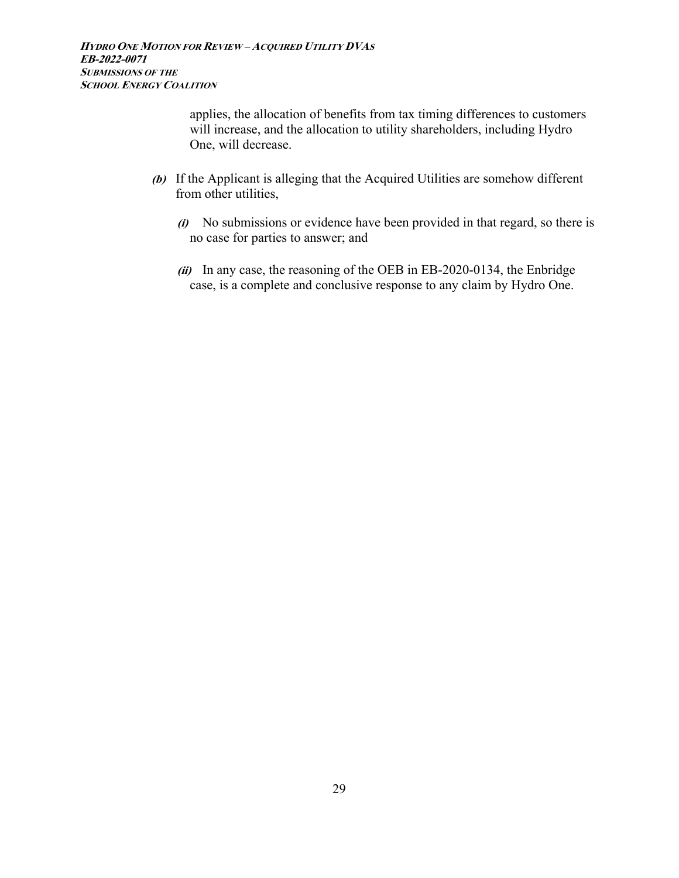applies, the allocation of benefits from tax timing differences to customers will increase, and the allocation to utility shareholders, including Hydro One, will decrease.

***(b)*** If the Applicant is alleging that the Acquired Utilities are somehow different from other utilities,

***(i)*** No submissions or evidence have been provided in that regard, so there is no case for parties to answer; and

***(ii)*** In any case, the reasoning of the OEB in EB-2020-0134, the Enbridge case, is a complete and conclusive response to any claim by Hydro One.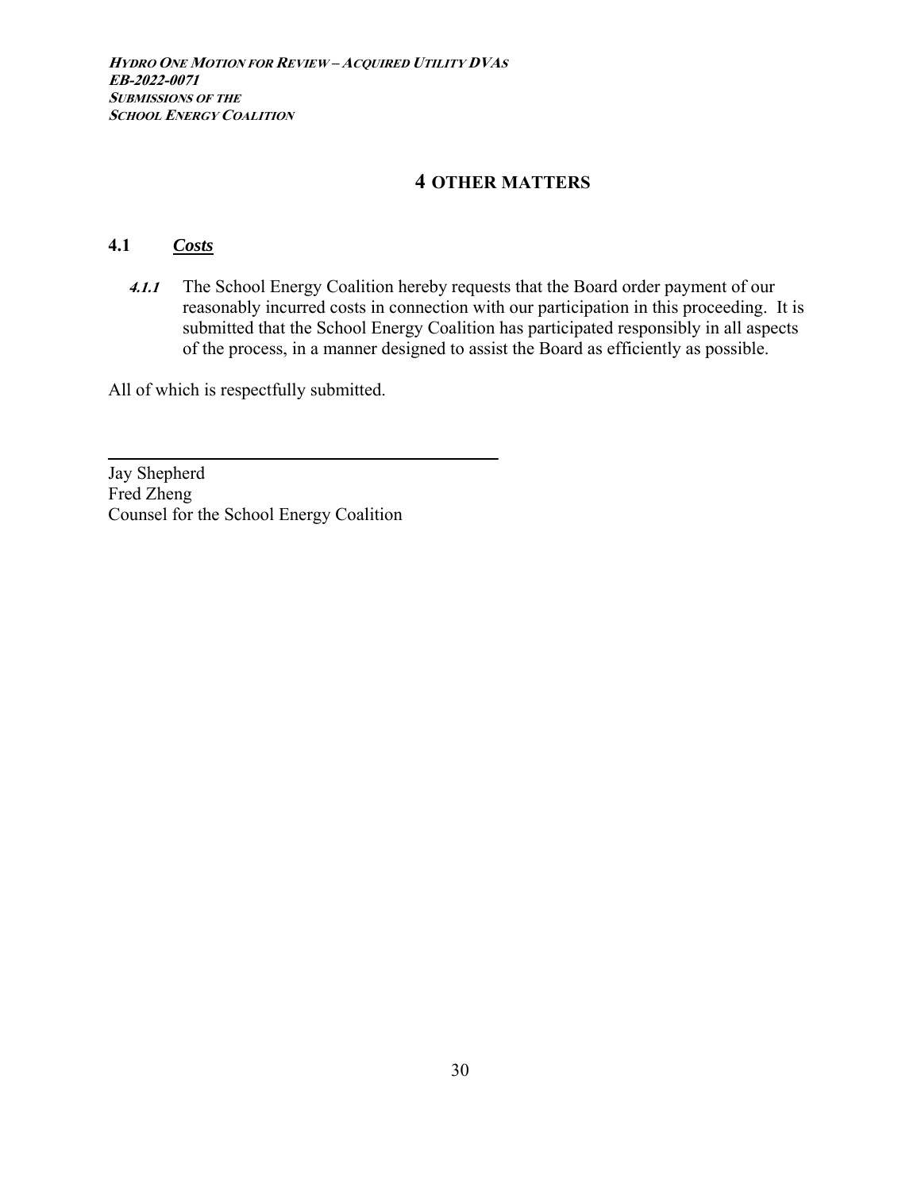# 4 OTHER MATTERS

## 4.1 *Costs*

***4.1.1*** The School Energy Coalition hereby requests that the Board order payment of our reasonably incurred costs in connection with our participation in this proceeding. It is submitted that the School Energy Coalition has participated responsibly in all aspects of the process, in a manner designed to assist the Board as efficiently as possible.

All of which is respectfully submitted.

---

Jay Shepherd
Fred Zheng
Counsel for the School Energy Coalition